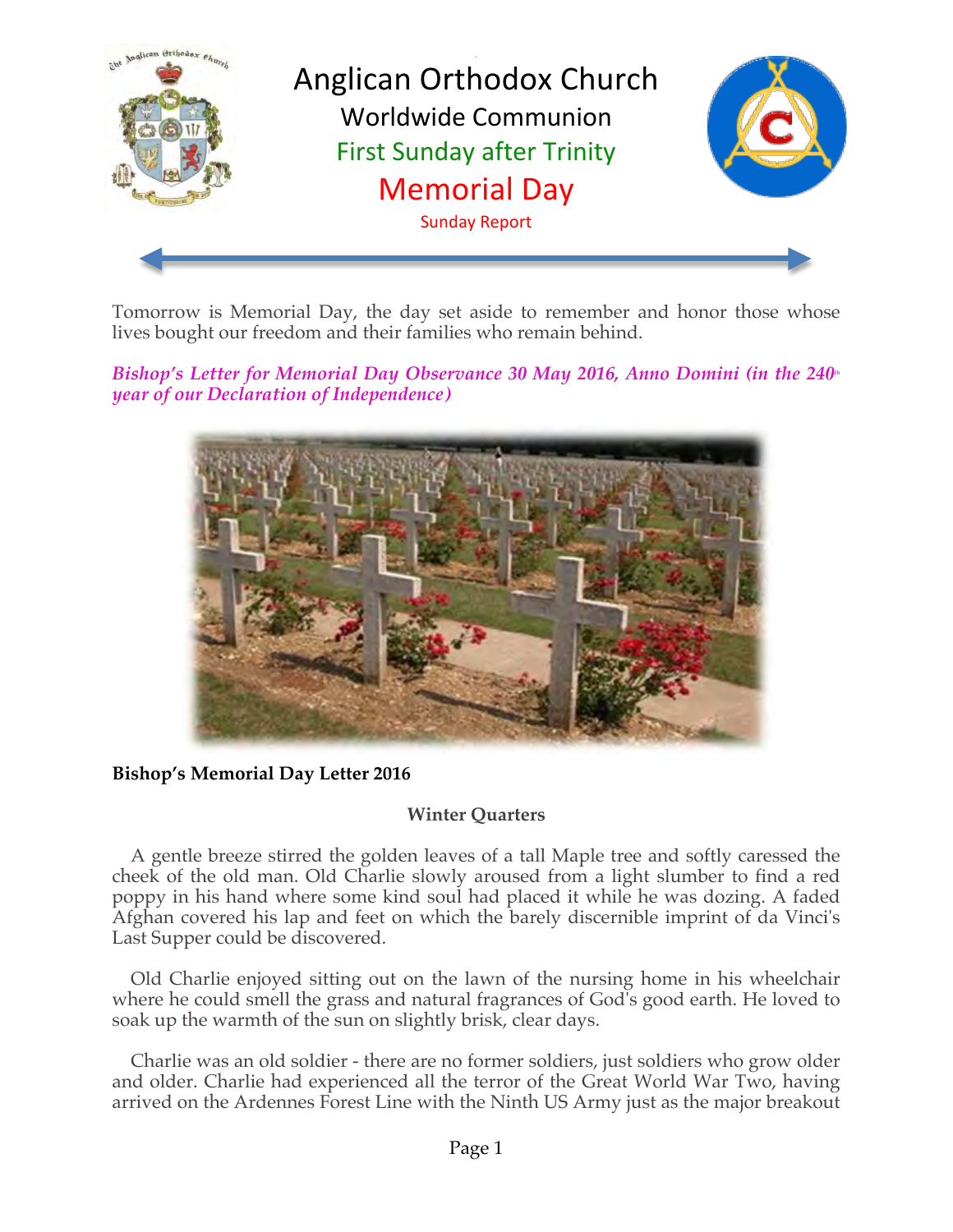# Anglican Orthodox Church

## Worldwide Communion

### First Sunday after Trinity

# Memorial Day

Sunday Report

Tomorrow is Memorial Day, the day set aside to remember and honor those whose lives bought our freedom and their families who remain behind.

***Bishop's Letter for Memorial Day Observance 30 May 2016, Anno Domini (in the 240th year of our Declaration of Independence)***

**Bishop's Memorial Day Letter 2016**

**Winter Quarters**

A gentle breeze stirred the golden leaves of a tall Maple tree and softly caressed the cheek of the old man. Old Charlie slowly aroused from a light slumber to find a red poppy in his hand where some kind soul had placed it while he was dozing. A faded Afghan covered his lap and feet on which the barely discernible imprint of da Vinci's Last Supper could be discovered.

Old Charlie enjoyed sitting out on the lawn of the nursing home in his wheelchair where he could smell the grass and natural fragrances of God's good earth. He loved to soak up the warmth of the sun on slightly brisk, clear days.

Charlie was an old soldier - there are no former soldiers, just soldiers who grow older and older. Charlie had experienced all the terror of the Great World War Two, having arrived on the Ardennes Forest Line with the Ninth US Army just as the major breakout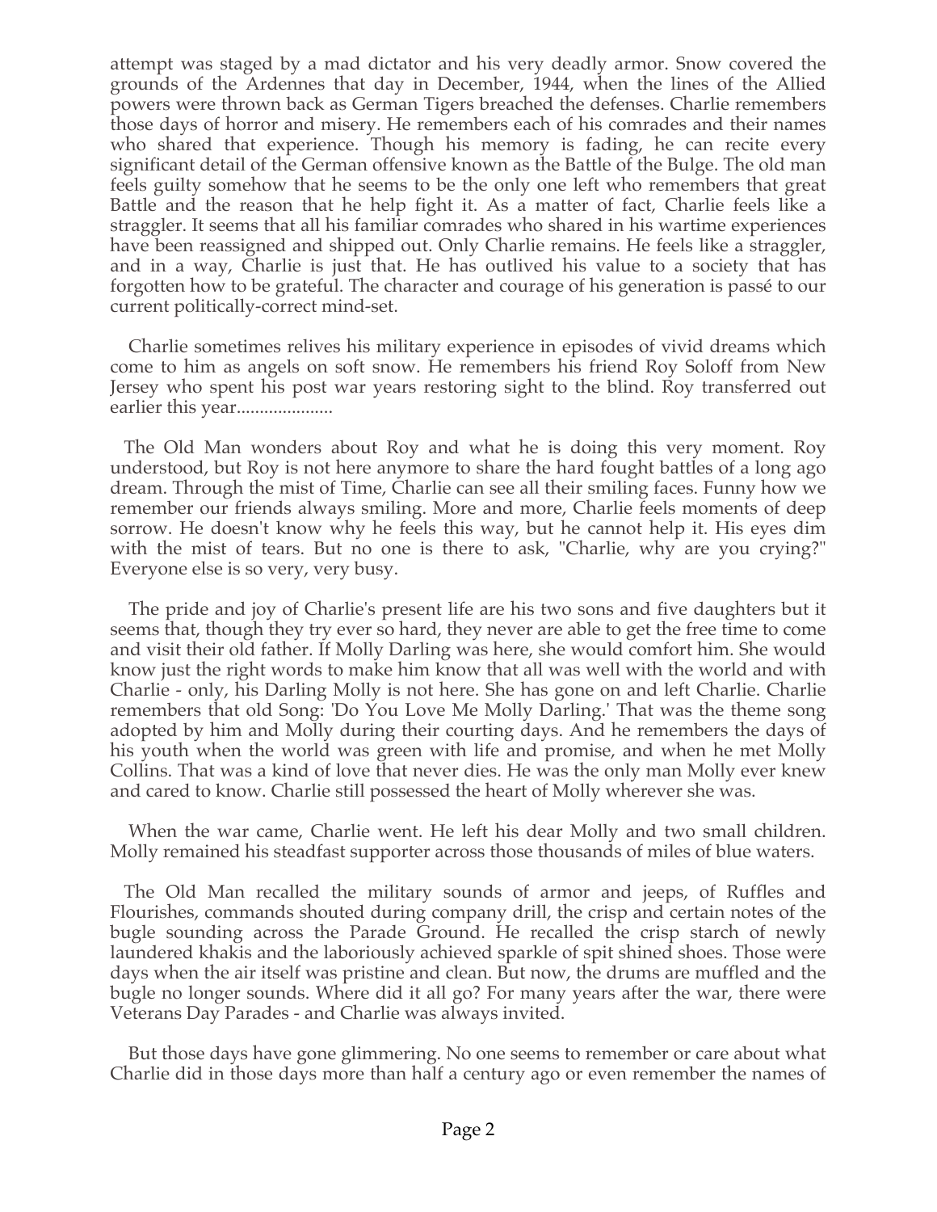attempt was staged by a mad dictator and his very deadly armor. Snow covered the grounds of the Ardennes that day in December, 1944, when the lines of the Allied powers were thrown back as German Tigers breached the defenses. Charlie remembers those days of horror and misery. He remembers each of his comrades and their names who shared that experience. Though his memory is fading, he can recite every significant detail of the German offensive known as the Battle of the Bulge. The old man feels guilty somehow that he seems to be the only one left who remembers that great Battle and the reason that he help fight it. As a matter of fact, Charlie feels like a straggler. It seems that all his familiar comrades who shared in his wartime experiences have been reassigned and shipped out. Only Charlie remains. He feels like a straggler, and in a way, Charlie is just that. He has outlived his value to a society that has forgotten how to be grateful. The character and courage of his generation is passé to our current politically-correct mind-set.

Charlie sometimes relives his military experience in episodes of vivid dreams which come to him as angels on soft snow. He remembers his friend Roy Soloff from New Jersey who spent his post war years restoring sight to the blind. Roy transferred out earlier this year....................

The Old Man wonders about Roy and what he is doing this very moment. Roy understood, but Roy is not here anymore to share the hard fought battles of a long ago dream. Through the mist of Time, Charlie can see all their smiling faces. Funny how we remember our friends always smiling. More and more, Charlie feels moments of deep sorrow. He doesn't know why he feels this way, but he cannot help it. His eyes dim with the mist of tears. But no one is there to ask, "Charlie, why are you crying?" Everyone else is so very, very busy.

The pride and joy of Charlie's present life are his two sons and five daughters but it seems that, though they try ever so hard, they never are able to get the free time to come and visit their old father. If Molly Darling was here, she would comfort him. She would know just the right words to make him know that all was well with the world and with Charlie - only, his Darling Molly is not here. She has gone on and left Charlie. Charlie remembers that old Song: 'Do You Love Me Molly Darling.' That was the theme song adopted by him and Molly during their courting days. And he remembers the days of his youth when the world was green with life and promise, and when he met Molly Collins. That was a kind of love that never dies. He was the only man Molly ever knew and cared to know. Charlie still possessed the heart of Molly wherever she was.

When the war came, Charlie went. He left his dear Molly and two small children. Molly remained his steadfast supporter across those thousands of miles of blue waters.

The Old Man recalled the military sounds of armor and jeeps, of Ruffles and Flourishes, commands shouted during company drill, the crisp and certain notes of the bugle sounding across the Parade Ground. He recalled the crisp starch of newly laundered khakis and the laboriously achieved sparkle of spit shined shoes. Those were days when the air itself was pristine and clean. But now, the drums are muffled and the bugle no longer sounds. Where did it all go? For many years after the war, there were Veterans Day Parades - and Charlie was always invited.

But those days have gone glimmering. No one seems to remember or care about what Charlie did in those days more than half a century ago or even remember the names of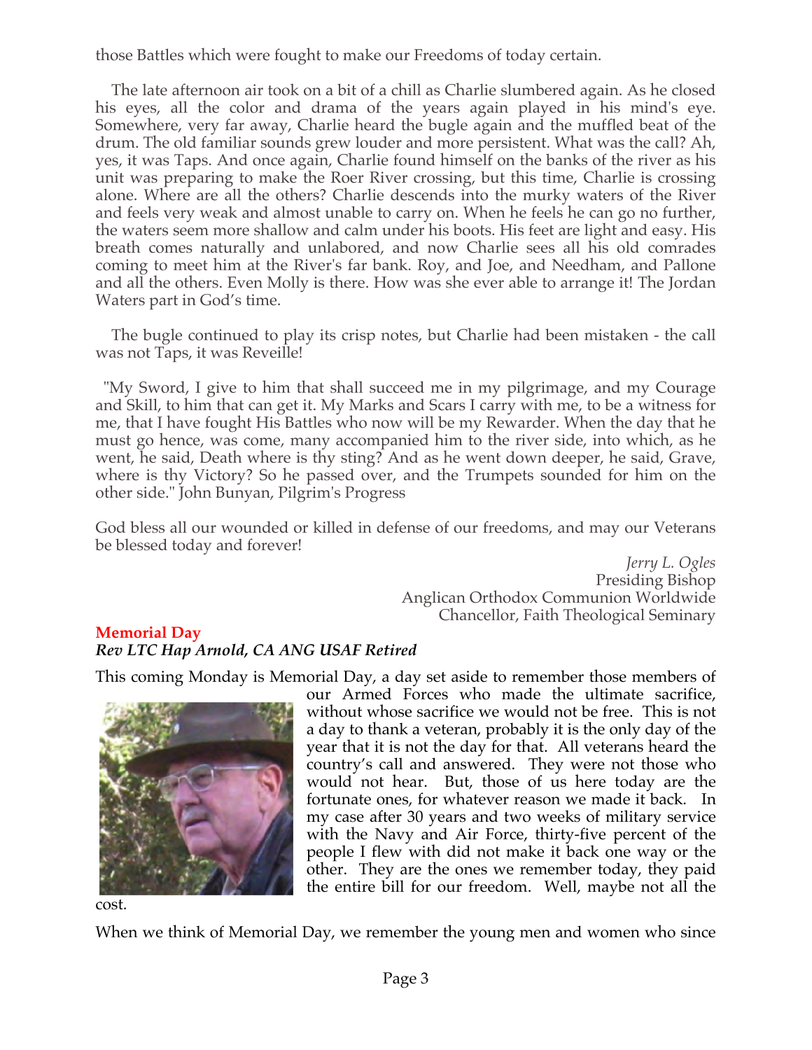those Battles which were fought to make our Freedoms of today certain.

The late afternoon air took on a bit of a chill as Charlie slumbered again. As he closed his eyes, all the color and drama of the years again played in his mind's eye. Somewhere, very far away, Charlie heard the bugle again and the muffled beat of the drum. The old familiar sounds grew louder and more persistent. What was the call? Ah, yes, it was Taps. And once again, Charlie found himself on the banks of the river as his unit was preparing to make the Roer River crossing, but this time, Charlie is crossing alone. Where are all the others? Charlie descends into the murky waters of the River and feels very weak and almost unable to carry on. When he feels he can go no further, the waters seem more shallow and calm under his boots. His feet are light and easy. His breath comes naturally and unlabored, and now Charlie sees all his old comrades coming to meet him at the River's far bank. Roy, and Joe, and Needham, and Pallone and all the others. Even Molly is there. How was she ever able to arrange it! The Jordan Waters part in God's time.

The bugle continued to play its crisp notes, but Charlie had been mistaken - the call was not Taps, it was Reveille!

"My Sword, I give to him that shall succeed me in my pilgrimage, and my Courage and Skill, to him that can get it. My Marks and Scars I carry with me, to be a witness for me, that I have fought His Battles who now will be my Rewarder. When the day that he must go hence, was come, many accompanied him to the river side, into which, as he went, he said, Death where is thy sting? And as he went down deeper, he said, Grave, where is thy Victory? So he passed over, and the Trumpets sounded for him on the other side." John Bunyan, Pilgrim's Progress

God bless all our wounded or killed in defense of our freedoms, and may our Veterans be blessed today and forever!

*Jerry L. Ogles*
Presiding Bishop
Anglican Orthodox Communion Worldwide
Chancellor, Faith Theological Seminary

## Memorial Day

***Rev LTC Hap Arnold, CA ANG USAF Retired***

This coming Monday is Memorial Day, a day set aside to remember those members of our Armed Forces who made the ultimate sacrifice, without whose sacrifice we would not be free. This is not a day to thank a veteran, probably it is the only day of the year that it is not the day for that. All veterans heard the country's call and answered. They were not those who would not hear. But, those of us here today are the fortunate ones, for whatever reason we made it back. In my case after 30 years and two weeks of military service with the Navy and Air Force, thirty-five percent of the people I flew with did not make it back one way or the other. They are the ones we remember today, they paid the entire bill for our freedom. Well, maybe not all the cost.

When we think of Memorial Day, we remember the young men and women who since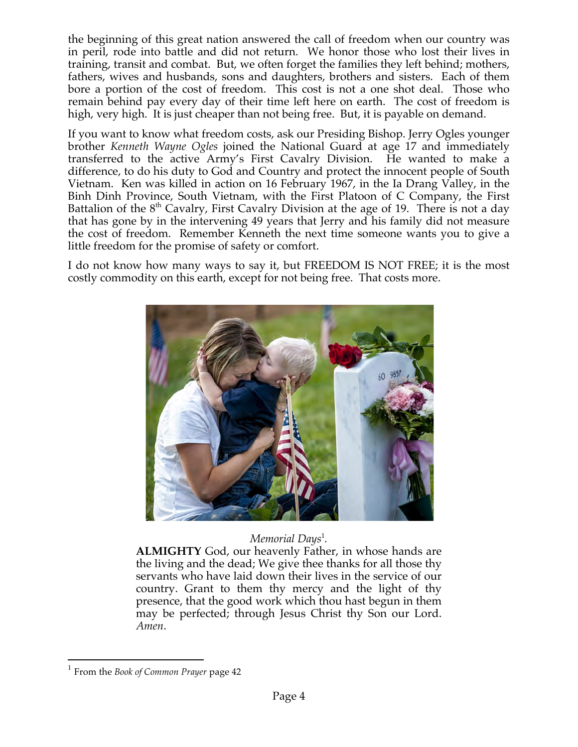the beginning of this great nation answered the call of freedom when our country was in peril, rode into battle and did not return. We honor those who lost their lives in training, transit and combat. But, we often forget the families they left behind; mothers, fathers, wives and husbands, sons and daughters, brothers and sisters. Each of them bore a portion of the cost of freedom. This cost is not a one shot deal. Those who remain behind pay every day of their time left here on earth. The cost of freedom is high, very high. It is just cheaper than not being free. But, it is payable on demand.

If you want to know what freedom costs, ask our Presiding Bishop. Jerry Ogles younger brother *Kenneth Wayne Ogles* joined the National Guard at age 17 and immediately transferred to the active Army's First Cavalry Division. He wanted to make a difference, to do his duty to God and Country and protect the innocent people of South Vietnam. Ken was killed in action on 16 February 1967, in the Ia Drang Valley, in the Binh Dinh Province, South Vietnam, with the First Platoon of C Company, the First Battalion of the 8th Cavalry, First Cavalry Division at the age of 19. There is not a day that has gone by in the intervening 49 years that Jerry and his family did not measure the cost of freedom. Remember Kenneth the next time someone wants you to give a little freedom for the promise of safety or comfort.

I do not know how many ways to say it, but FREEDOM IS NOT FREE; it is the most costly commodity on this earth, except for not being free. That costs more.

*Memorial Days*[1].

**ALMIGHTY** God, our heavenly Father, in whose hands are the living and the dead; We give thee thanks for all those thy servants who have laid down their lives in the service of our country. Grant to them thy mercy and the light of thy presence, that the good work which thou hast begun in them may be perfected; through Jesus Christ thy Son our Lord. *Amen*.

---

[1] From the *Book of Common Prayer* page 42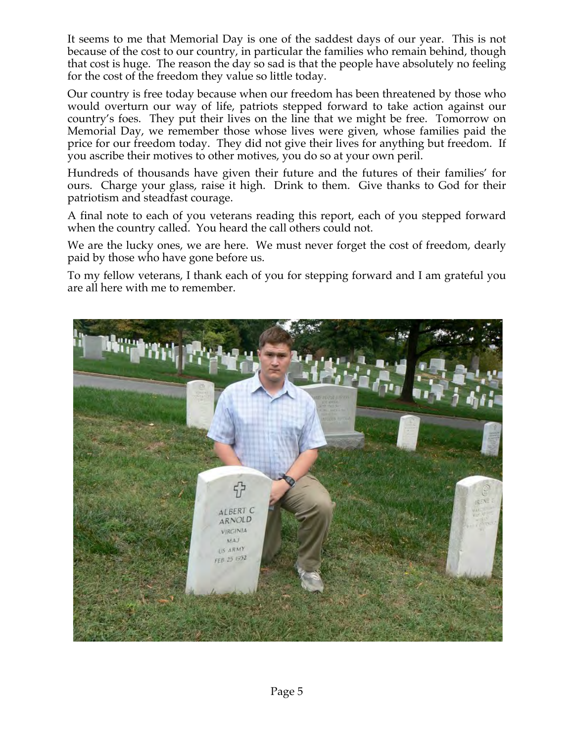It seems to me that Memorial Day is one of the saddest days of our year. This is not because of the cost to our country, in particular the families who remain behind, though that cost is huge. The reason the day so sad is that the people have absolutely no feeling for the cost of the freedom they value so little today.

Our country is free today because when our freedom has been threatened by those who would overturn our way of life, patriots stepped forward to take action against our country's foes. They put their lives on the line that we might be free. Tomorrow on Memorial Day, we remember those whose lives were given, whose families paid the price for our freedom today. They did not give their lives for anything but freedom. If you ascribe their motives to other motives, you do so at your own peril.

Hundreds of thousands have given their future and the futures of their families' for ours. Charge your glass, raise it high. Drink to them. Give thanks to God for their patriotism and steadfast courage.

A final note to each of you veterans reading this report, each of you stepped forward when the country called. You heard the call others could not.

We are the lucky ones, we are here. We must never forget the cost of freedom, dearly paid by those who have gone before us.

To my fellow veterans, I thank each of you for stepping forward and I am grateful you are all here with me to remember.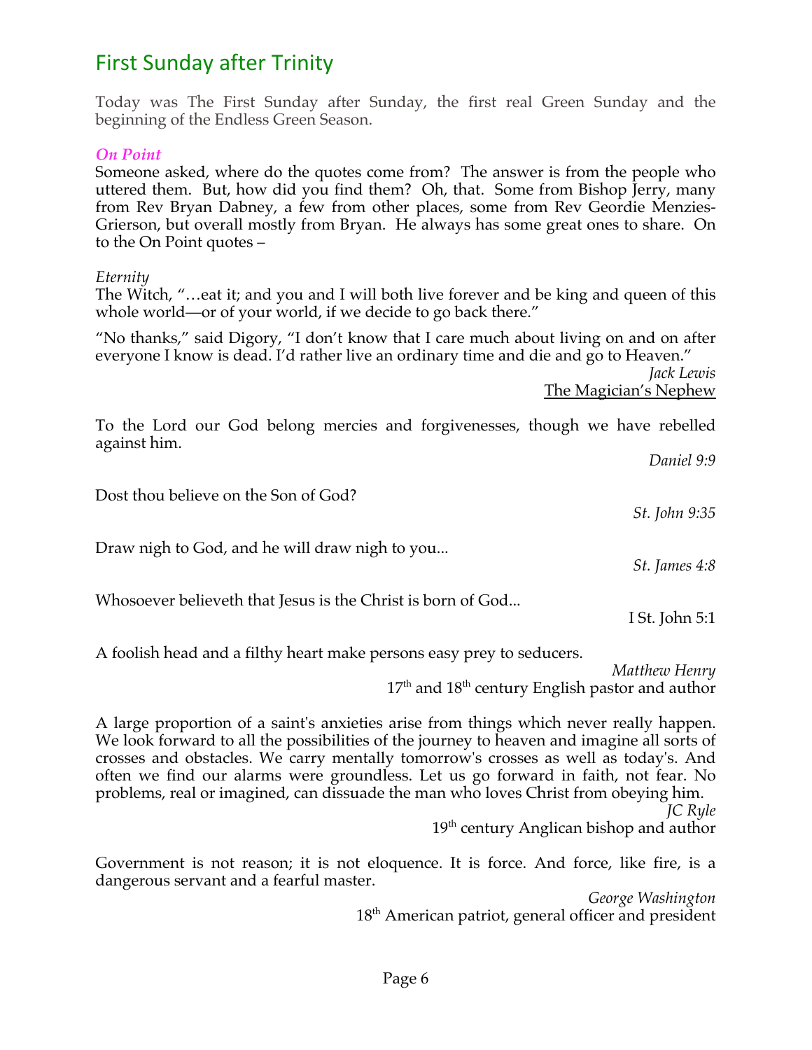# First Sunday after Trinity

Today was The First Sunday after Sunday, the first real Green Sunday and the beginning of the Endless Green Season.

### *On Point*

Someone asked, where do the quotes come from? The answer is from the people who uttered them. But, how did you find them? Oh, that. Some from Bishop Jerry, many from Rev Bryan Dabney, a few from other places, some from Rev Geordie Menzies-Grierson, but overall mostly from Bryan. He always has some great ones to share. On to the On Point quotes –

*Eternity*

The Witch, "…eat it; and you and I will both live forever and be king and queen of this whole world—or of your world, if we decide to go back there."

"No thanks," said Digory, "I don't know that I care much about living on and on after everyone I know is dead. I'd rather live an ordinary time and die and go to Heaven."

*Jack Lewis*
The Magician's Nephew

To the Lord our God belong mercies and forgivenesses, though we have rebelled against him.

*Daniel 9:9*

Dost thou believe on the Son of God?

*St. John 9:35*

Draw nigh to God, and he will draw nigh to you...

*St. James 4:8*

Whosoever believeth that Jesus is the Christ is born of God...

I St. John 5:1

A foolish head and a filthy heart make persons easy prey to seducers.

*Matthew Henry*
17th and 18th century English pastor and author

A large proportion of a saint's anxieties arise from things which never really happen. We look forward to all the possibilities of the journey to heaven and imagine all sorts of crosses and obstacles. We carry mentally tomorrow's crosses as well as today's. And often we find our alarms were groundless. Let us go forward in faith, not fear. No problems, real or imagined, can dissuade the man who loves Christ from obeying him.

*JC Ryle*
19th century Anglican bishop and author

Government is not reason; it is not eloquence. It is force. And force, like fire, is a dangerous servant and a fearful master.

*George Washington*
18th American patriot, general officer and president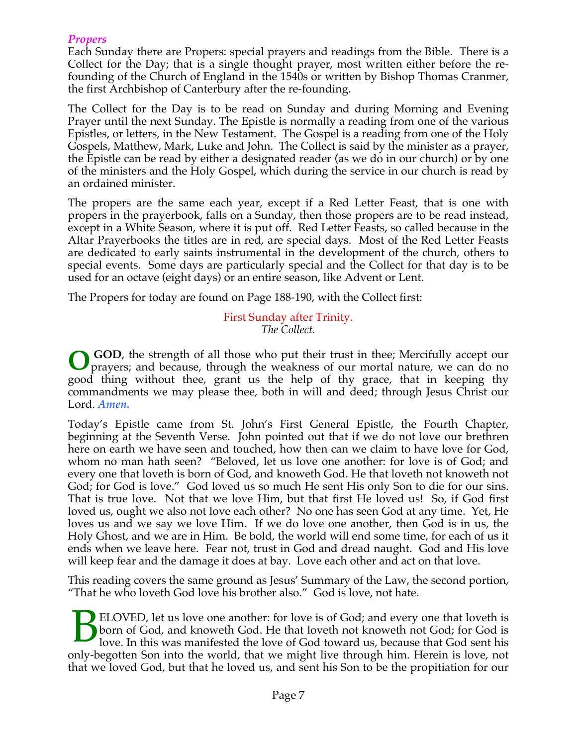### *Propers*

Each Sunday there are Propers: special prayers and readings from the Bible. There is a Collect for the Day; that is a single thought prayer, most written either before the re-founding of the Church of England in the 1540s or written by Bishop Thomas Cranmer, the first Archbishop of Canterbury after the re-founding.

The Collect for the Day is to be read on Sunday and during Morning and Evening Prayer until the next Sunday. The Epistle is normally a reading from one of the various Epistles, or letters, in the New Testament. The Gospel is a reading from one of the Holy Gospels, Matthew, Mark, Luke and John. The Collect is said by the minister as a prayer, the Epistle can be read by either a designated reader (as we do in our church) or by one of the ministers and the Holy Gospel, which during the service in our church is read by an ordained minister.

The propers are the same each year, except if a Red Letter Feast, that is one with propers in the prayerbook, falls on a Sunday, then those propers are to be read instead, except in a White Season, where it is put off. Red Letter Feasts, so called because in the Altar Prayerbooks the titles are in red, are special days. Most of the Red Letter Feasts are dedicated to early saints instrumental in the development of the church, others to special events. Some days are particularly special and the Collect for that day is to be used for an octave (eight days) or an entire season, like Advent or Lent.

The Propers for today are found on Page 188-190, with the Collect first:

First Sunday after Trinity.
*The Collect.*

O **GOD**, the strength of all those who put their trust in thee; Mercifully accept our prayers; and because, through the weakness of our mortal nature, we can do no good thing without thee, grant us the help of thy grace, that in keeping thy commandments we may please thee, both in will and deed; through Jesus Christ our Lord. ***Amen.***

Today's Epistle came from St. John's First General Epistle, the Fourth Chapter, beginning at the Seventh Verse. John pointed out that if we do not love our brethren here on earth we have seen and touched, how then can we claim to have love for God, whom no man hath seen? "Beloved, let us love one another: for love is of God; and every one that loveth is born of God, and knoweth God. He that loveth not knoweth not God; for God is love." God loved us so much He sent His only Son to die for our sins. That is true love. Not that we love Him, but that first He loved us! So, if God first loved us, ought we also not love each other? No one has seen God at any time. Yet, He loves us and we say we love Him. If we do love one another, then God is in us, the Holy Ghost, and we are in Him. Be bold, the world will end some time, for each of us it ends when we leave here. Fear not, trust in God and dread naught. God and His love will keep fear and the damage it does at bay. Love each other and act on that love.

This reading covers the same ground as Jesus' Summary of the Law, the second portion, "That he who loveth God love his brother also." God is love, not hate.

BELOVED, let us love one another: for love is of God; and every one that loveth is born of God, and knoweth God. He that loveth not knoweth not God; for God is love. In this was manifested the love of God toward us, because that God sent his only-begotten Son into the world, that we might live through him. Herein is love, not that we loved God, but that he loved us, and sent his Son to be the propitiation for our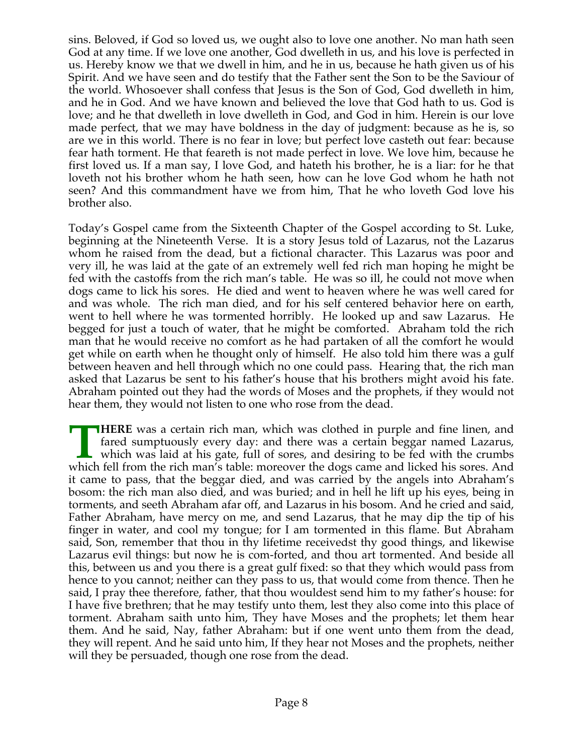sins. Beloved, if God so loved us, we ought also to love one another. No man hath seen God at any time. If we love one another, God dwelleth in us, and his love is perfected in us. Hereby know we that we dwell in him, and he in us, because he hath given us of his Spirit. And we have seen and do testify that the Father sent the Son to be the Saviour of the world. Whosoever shall confess that Jesus is the Son of God, God dwelleth in him, and he in God. And we have known and believed the love that God hath to us. God is love; and he that dwelleth in love dwelleth in God, and God in him. Herein is our love made perfect, that we may have boldness in the day of judgment: because as he is, so are we in this world. There is no fear in love; but perfect love casteth out fear: because fear hath torment. He that feareth is not made perfect in love. We love him, because he first loved us. If a man say, I love God, and hateth his brother, he is a liar: for he that loveth not his brother whom he hath seen, how can he love God whom he hath not seen? And this commandment have we from him, That he who loveth God love his brother also.

Today's Gospel came from the Sixteenth Chapter of the Gospel according to St. Luke, beginning at the Nineteenth Verse. It is a story Jesus told of Lazarus, not the Lazarus whom he raised from the dead, but a fictional character. This Lazarus was poor and very ill, he was laid at the gate of an extremely well fed rich man hoping he might be fed with the castoffs from the rich man's table. He was so ill, he could not move when dogs came to lick his sores. He died and went to heaven where he was well cared for and was whole. The rich man died, and for his self centered behavior here on earth, went to hell where he was tormented horribly. He looked up and saw Lazarus. He begged for just a touch of water, that he might be comforted. Abraham told the rich man that he would receive no comfort as he had partaken of all the comfort he would get while on earth when he thought only of himself. He also told him there was a gulf between heaven and hell through which no one could pass. Hearing that, the rich man asked that Lazarus be sent to his father's house that his brothers might avoid his fate. Abraham pointed out they had the words of Moses and the prophets, if they would not hear them, they would not listen to one who rose from the dead.

**THERE** was a certain rich man, which was clothed in purple and fine linen, and fared sumptuously every day: and there was a certain beggar named Lazarus, which was laid at his gate, full of sores, and desiring to be fed with the crumbs which fell from the rich man's table: moreover the dogs came and licked his sores. And it came to pass, that the beggar died, and was carried by the angels into Abraham's bosom: the rich man also died, and was buried; and in hell he lift up his eyes, being in torments, and seeth Abraham afar off, and Lazarus in his bosom. And he cried and said, Father Abraham, have mercy on me, and send Lazarus, that he may dip the tip of his finger in water, and cool my tongue; for I am tormented in this flame. But Abraham said, Son, remember that thou in thy lifetime receivedst thy good things, and likewise Lazarus evil things: but now he is com-forted, and thou art tormented. And beside all this, between us and you there is a great gulf fixed: so that they which would pass from hence to you cannot; neither can they pass to us, that would come from thence. Then he said, I pray thee therefore, father, that thou wouldest send him to my father's house: for I have five brethren; that he may testify unto them, lest they also come into this place of torment. Abraham saith unto him, They have Moses and the prophets; let them hear them. And he said, Nay, father Abraham: but if one went unto them from the dead, they will repent. And he said unto him, If they hear not Moses and the prophets, neither will they be persuaded, though one rose from the dead.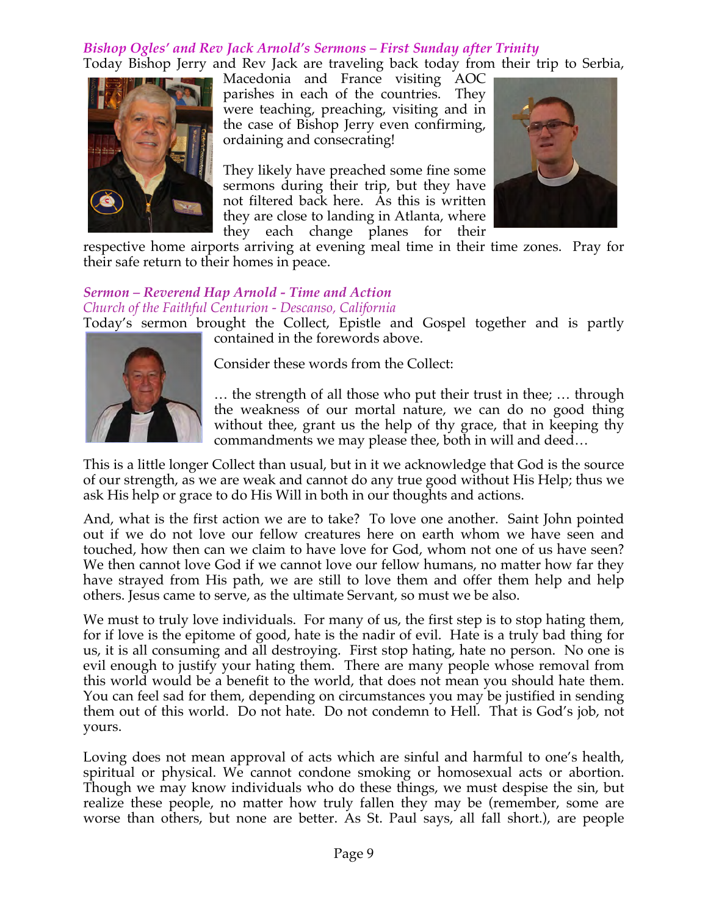### *Bishop Ogles' and Rev Jack Arnold's Sermons – First Sunday after Trinity*

Today Bishop Jerry and Rev Jack are traveling back today from their trip to Serbia, Macedonia and France visiting AOC parishes in each of the countries. They were teaching, preaching, visiting and in the case of Bishop Jerry even confirming, ordaining and consecrating!

They likely have preached some fine some sermons during their trip, but they have not filtered back here. As this is written they are close to landing in Atlanta, where they each change planes for their respective home airports arriving at evening meal time in their time zones. Pray for their safe return to their homes in peace.

### *Sermon – Reverend Hap Arnold - Time and Action*

*Church of the Faithful Centurion - Descanso, California*

Today's sermon brought the Collect, Epistle and Gospel together and is partly contained in the forewords above.

Consider these words from the Collect:

… the strength of all those who put their trust in thee; … through the weakness of our mortal nature, we can do no good thing without thee, grant us the help of thy grace, that in keeping thy commandments we may please thee, both in will and deed…

This is a little longer Collect than usual, but in it we acknowledge that God is the source of our strength, as we are weak and cannot do any true good without His Help; thus we ask His help or grace to do His Will in both in our thoughts and actions.

And, what is the first action we are to take? To love one another. Saint John pointed out if we do not love our fellow creatures here on earth whom we have seen and touched, how then can we claim to have love for God, whom not one of us have seen? We then cannot love God if we cannot love our fellow humans, no matter how far they have strayed from His path, we are still to love them and offer them help and help others. Jesus came to serve, as the ultimate Servant, so must we be also.

We must to truly love individuals. For many of us, the first step is to stop hating them, for if love is the epitome of good, hate is the nadir of evil. Hate is a truly bad thing for us, it is all consuming and all destroying. First stop hating, hate no person. No one is evil enough to justify your hating them. There are many people whose removal from this world would be a benefit to the world, that does not mean you should hate them. You can feel sad for them, depending on circumstances you may be justified in sending them out of this world. Do not hate. Do not condemn to Hell. That is God's job, not yours.

Loving does not mean approval of acts which are sinful and harmful to one's health, spiritual or physical. We cannot condone smoking or homosexual acts or abortion. Though we may know individuals who do these things, we must despise the sin, but realize these people, no matter how truly fallen they may be (remember, some are worse than others, but none are better. As St. Paul says, all fall short.), are people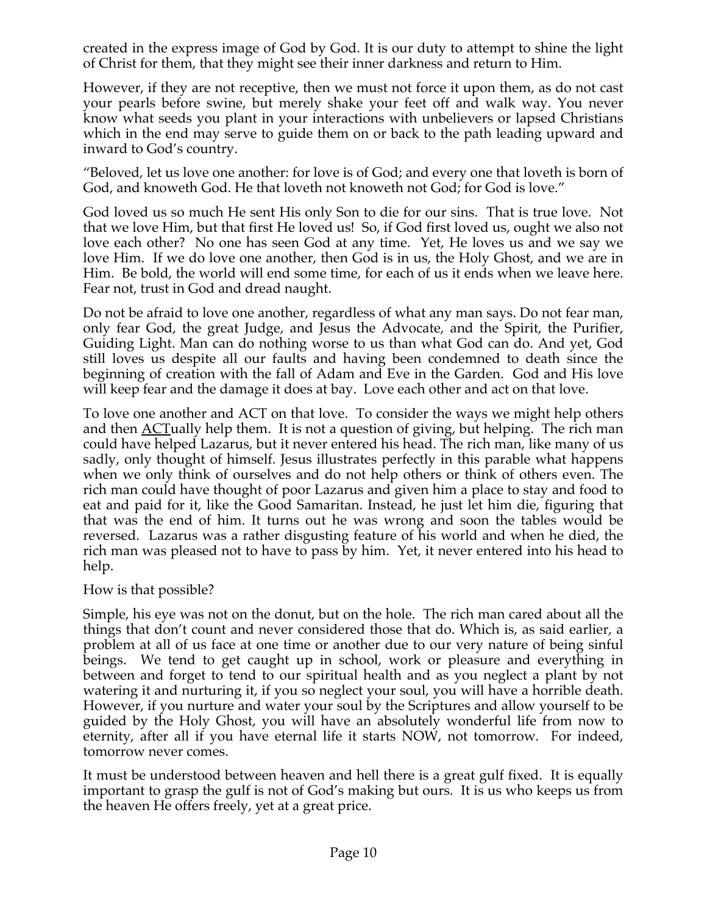created in the express image of God by God. It is our duty to attempt to shine the light of Christ for them, that they might see their inner darkness and return to Him.

However, if they are not receptive, then we must not force it upon them, as do not cast your pearls before swine, but merely shake your feet off and walk way. You never know what seeds you plant in your interactions with unbelievers or lapsed Christians which in the end may serve to guide them on or back to the path leading upward and inward to God's country.

"Beloved, let us love one another: for love is of God; and every one that loveth is born of God, and knoweth God. He that loveth not knoweth not God; for God is love."

God loved us so much He sent His only Son to die for our sins. That is true love. Not that we love Him, but that first He loved us! So, if God first loved us, ought we also not love each other? No one has seen God at any time. Yet, He loves us and we say we love Him. If we do love one another, then God is in us, the Holy Ghost, and we are in Him. Be bold, the world will end some time, for each of us it ends when we leave here. Fear not, trust in God and dread naught.

Do not be afraid to love one another, regardless of what any man says. Do not fear man, only fear God, the great Judge, and Jesus the Advocate, and the Spirit, the Purifier, Guiding Light. Man can do nothing worse to us than what God can do. And yet, God still loves us despite all our faults and having been condemned to death since the beginning of creation with the fall of Adam and Eve in the Garden. God and His love will keep fear and the damage it does at bay. Love each other and act on that love.

To love one another and ACT on that love. To consider the ways we might help others and then <u>ACT</u>ually help them. It is not a question of giving, but helping. The rich man could have helped Lazarus, but it never entered his head. The rich man, like many of us sadly, only thought of himself. Jesus illustrates perfectly in this parable what happens when we only think of ourselves and do not help others or think of others even. The rich man could have thought of poor Lazarus and given him a place to stay and food to eat and paid for it, like the Good Samaritan. Instead, he just let him die, figuring that that was the end of him. It turns out he was wrong and soon the tables would be reversed. Lazarus was a rather disgusting feature of his world and when he died, the rich man was pleased not to have to pass by him. Yet, it never entered into his head to help.

How is that possible?

Simple, his eye was not on the donut, but on the hole. The rich man cared about all the things that don't count and never considered those that do. Which is, as said earlier, a problem at all of us face at one time or another due to our very nature of being sinful beings. We tend to get caught up in school, work or pleasure and everything in between and forget to tend to our spiritual health and as you neglect a plant by not watering it and nurturing it, if you so neglect your soul, you will have a horrible death. However, if you nurture and water your soul by the Scriptures and allow yourself to be guided by the Holy Ghost, you will have an absolutely wonderful life from now to eternity, after all if you have eternal life it starts NOW, not tomorrow. For indeed, tomorrow never comes.

It must be understood between heaven and hell there is a great gulf fixed. It is equally important to grasp the gulf is not of God's making but ours. It is us who keeps us from the heaven He offers freely, yet at a great price.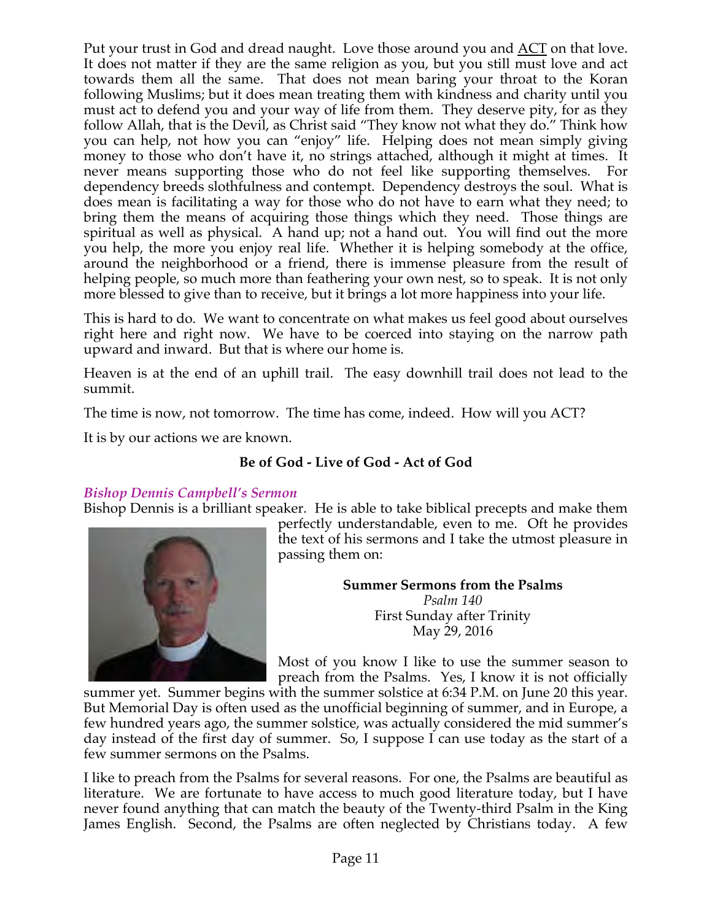Put your trust in God and dread naught. Love those around you and ACT on that love. It does not matter if they are the same religion as you, but you still must love and act towards them all the same. That does not mean baring your throat to the Koran following Muslims; but it does mean treating them with kindness and charity until you must act to defend you and your way of life from them. They deserve pity, for as they follow Allah, that is the Devil, as Christ said "They know not what they do." Think how you can help, not how you can "enjoy" life. Helping does not mean simply giving money to those who don't have it, no strings attached, although it might at times. It never means supporting those who do not feel like supporting themselves. For dependency breeds slothfulness and contempt. Dependency destroys the soul. What is does mean is facilitating a way for those who do not have to earn what they need; to bring them the means of acquiring those things which they need. Those things are spiritual as well as physical. A hand up; not a hand out. You will find out the more you help, the more you enjoy real life. Whether it is helping somebody at the office, around the neighborhood or a friend, there is immense pleasure from the result of helping people, so much more than feathering your own nest, so to speak. It is not only more blessed to give than to receive, but it brings a lot more happiness into your life.

This is hard to do. We want to concentrate on what makes us feel good about ourselves right here and right now. We have to be coerced into staying on the narrow path upward and inward. But that is where our home is.

Heaven is at the end of an uphill trail. The easy downhill trail does not lead to the summit.

The time is now, not tomorrow. The time has come, indeed. How will you ACT?

It is by our actions we are known.

**Be of God - Live of God - Act of God**

### *Bishop Dennis Campbell's Sermon*

Bishop Dennis is a brilliant speaker. He is able to take biblical precepts and make them perfectly understandable, even to me. Oft he provides the text of his sermons and I take the utmost pleasure in passing them on:

**Summer Sermons from the Psalms**
*Psalm 140*
First Sunday after Trinity
May 29, 2016

Most of you know I like to use the summer season to preach from the Psalms. Yes, I know it is not officially summer yet. Summer begins with the summer solstice at 6:34 P.M. on June 20 this year. But Memorial Day is often used as the unofficial beginning of summer, and in Europe, a few hundred years ago, the summer solstice, was actually considered the mid summer's day instead of the first day of summer. So, I suppose I can use today as the start of a few summer sermons on the Psalms.

I like to preach from the Psalms for several reasons. For one, the Psalms are beautiful as literature. We are fortunate to have access to much good literature today, but I have never found anything that can match the beauty of the Twenty-third Psalm in the King James English. Second, the Psalms are often neglected by Christians today. A few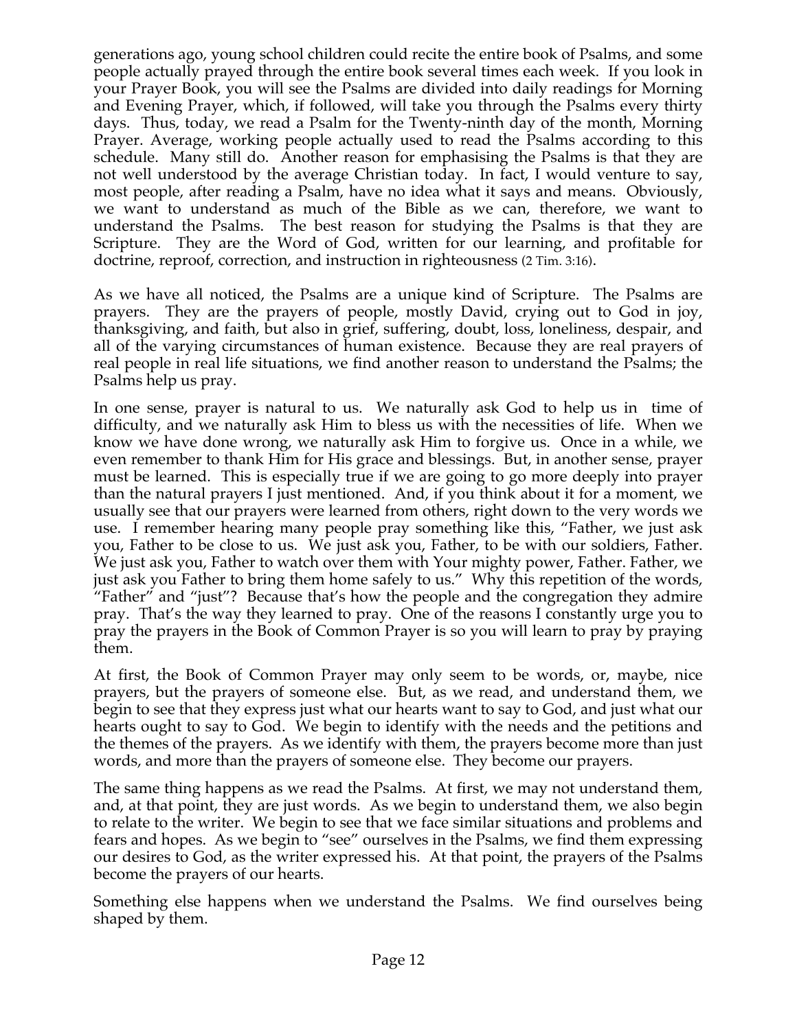generations ago, young school children could recite the entire book of Psalms, and some people actually prayed through the entire book several times each week. If you look in your Prayer Book, you will see the Psalms are divided into daily readings for Morning and Evening Prayer, which, if followed, will take you through the Psalms every thirty days. Thus, today, we read a Psalm for the Twenty-ninth day of the month, Morning Prayer. Average, working people actually used to read the Psalms according to this schedule. Many still do. Another reason for emphasising the Psalms is that they are not well understood by the average Christian today. In fact, I would venture to say, most people, after reading a Psalm, have no idea what it says and means. Obviously, we want to understand as much of the Bible as we can, therefore, we want to understand the Psalms. The best reason for studying the Psalms is that they are Scripture. They are the Word of God, written for our learning, and profitable for doctrine, reproof, correction, and instruction in righteousness (2 Tim. 3:16).

As we have all noticed, the Psalms are a unique kind of Scripture. The Psalms are prayers. They are the prayers of people, mostly David, crying out to God in joy, thanksgiving, and faith, but also in grief, suffering, doubt, loss, loneliness, despair, and all of the varying circumstances of human existence. Because they are real prayers of real people in real life situations, we find another reason to understand the Psalms; the Psalms help us pray.

In one sense, prayer is natural to us. We naturally ask God to help us in time of difficulty, and we naturally ask Him to bless us with the necessities of life. When we know we have done wrong, we naturally ask Him to forgive us. Once in a while, we even remember to thank Him for His grace and blessings. But, in another sense, prayer must be learned. This is especially true if we are going to go more deeply into prayer than the natural prayers I just mentioned. And, if you think about it for a moment, we usually see that our prayers were learned from others, right down to the very words we use. I remember hearing many people pray something like this, "Father, we just ask you, Father to be close to us. We just ask you, Father, to be with our soldiers, Father. We just ask you, Father to watch over them with Your mighty power, Father. Father, we just ask you Father to bring them home safely to us." Why this repetition of the words, "Father" and "just"? Because that's how the people and the congregation they admire pray. That's the way they learned to pray. One of the reasons I constantly urge you to pray the prayers in the Book of Common Prayer is so you will learn to pray by praying them.

At first, the Book of Common Prayer may only seem to be words, or, maybe, nice prayers, but the prayers of someone else. But, as we read, and understand them, we begin to see that they express just what our hearts want to say to God, and just what our hearts ought to say to God. We begin to identify with the needs and the petitions and the themes of the prayers. As we identify with them, the prayers become more than just words, and more than the prayers of someone else. They become our prayers.

The same thing happens as we read the Psalms. At first, we may not understand them, and, at that point, they are just words. As we begin to understand them, we also begin to relate to the writer. We begin to see that we face similar situations and problems and fears and hopes. As we begin to "see" ourselves in the Psalms, we find them expressing our desires to God, as the writer expressed his. At that point, the prayers of the Psalms become the prayers of our hearts.

Something else happens when we understand the Psalms. We find ourselves being shaped by them.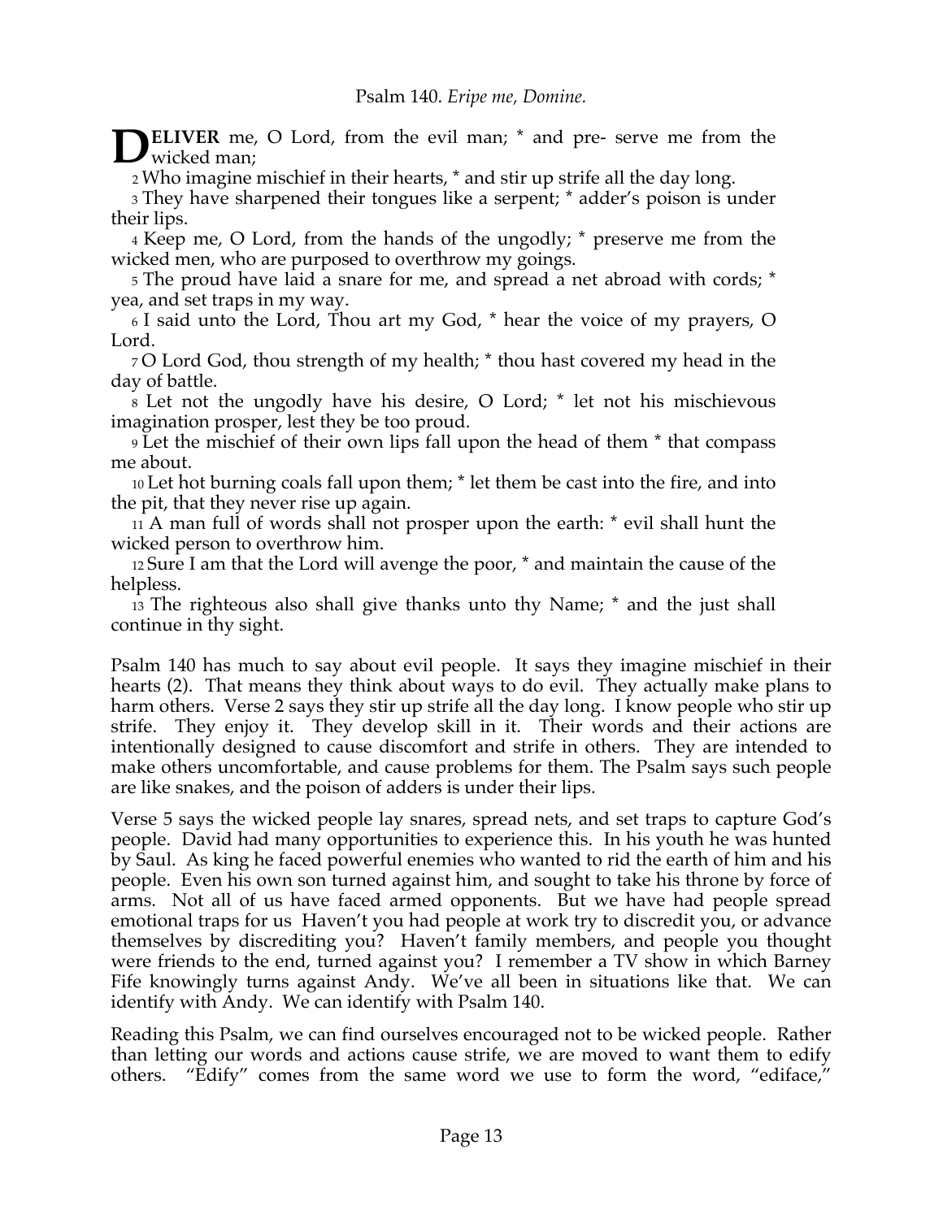## Psalm 140. *Eripe me, Domine.*

**DELIVER** me, O Lord, from the evil man; * and pre- serve me from the wicked man;

2 Who imagine mischief in their hearts, * and stir up strife all the day long.

3 They have sharpened their tongues like a serpent; * adder's poison is under their lips.

4 Keep me, O Lord, from the hands of the ungodly; * preserve me from the wicked men, who are purposed to overthrow my goings.

5 The proud have laid a snare for me, and spread a net abroad with cords; * yea, and set traps in my way.

6 I said unto the Lord, Thou art my God, * hear the voice of my prayers, O Lord.

7 O Lord God, thou strength of my health; * thou hast covered my head in the day of battle.

8 Let not the ungodly have his desire, O Lord; * let not his mischievous imagination prosper, lest they be too proud.

9 Let the mischief of their own lips fall upon the head of them * that compass me about.

10 Let hot burning coals fall upon them; * let them be cast into the fire, and into the pit, that they never rise up again.

11 A man full of words shall not prosper upon the earth: * evil shall hunt the wicked person to overthrow him.

12 Sure I am that the Lord will avenge the poor, * and maintain the cause of the helpless.

13 The righteous also shall give thanks unto thy Name; * and the just shall continue in thy sight.

Psalm 140 has much to say about evil people. It says they imagine mischief in their hearts (2). That means they think about ways to do evil. They actually make plans to harm others. Verse 2 says they stir up strife all the day long. I know people who stir up strife. They enjoy it. They develop skill in it. Their words and their actions are intentionally designed to cause discomfort and strife in others. They are intended to make others uncomfortable, and cause problems for them. The Psalm says such people are like snakes, and the poison of adders is under their lips.

Verse 5 says the wicked people lay snares, spread nets, and set traps to capture God's people. David had many opportunities to experience this. In his youth he was hunted by Saul. As king he faced powerful enemies who wanted to rid the earth of him and his people. Even his own son turned against him, and sought to take his throne by force of arms. Not all of us have faced armed opponents. But we have had people spread emotional traps for us Haven't you had people at work try to discredit you, or advance themselves by discrediting you? Haven't family members, and people you thought were friends to the end, turned against you? I remember a TV show in which Barney Fife knowingly turns against Andy. We've all been in situations like that. We can identify with Andy. We can identify with Psalm 140.

Reading this Psalm, we can find ourselves encouraged not to be wicked people. Rather than letting our words and actions cause strife, we are moved to want them to edify others. "Edify" comes from the same word we use to form the word, "ediface,"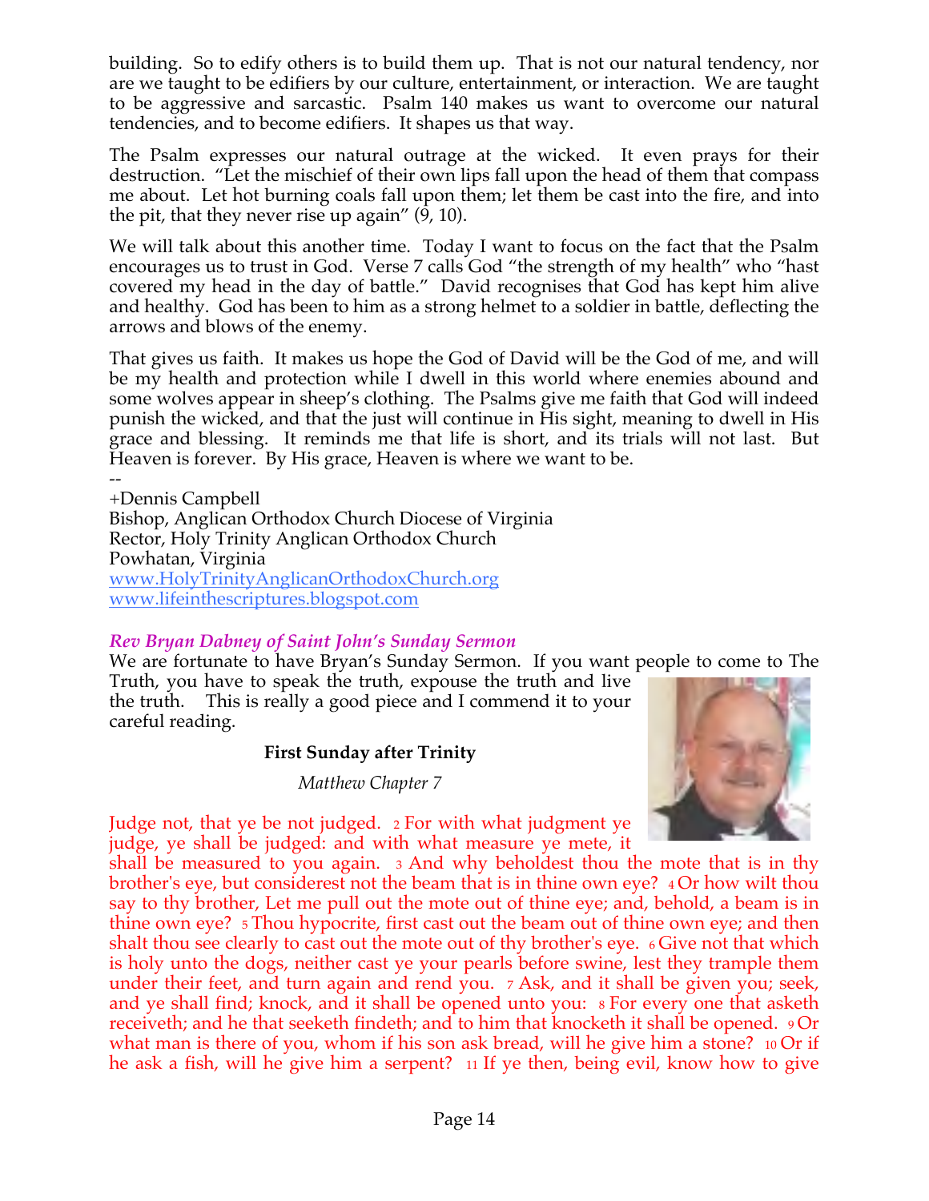building. So to edify others is to build them up. That is not our natural tendency, nor are we taught to be edifiers by our culture, entertainment, or interaction. We are taught to be aggressive and sarcastic. Psalm 140 makes us want to overcome our natural tendencies, and to become edifiers. It shapes us that way.

The Psalm expresses our natural outrage at the wicked. It even prays for their destruction. "Let the mischief of their own lips fall upon the head of them that compass me about. Let hot burning coals fall upon them; let them be cast into the fire, and into the pit, that they never rise up again" (9, 10).

We will talk about this another time. Today I want to focus on the fact that the Psalm encourages us to trust in God. Verse 7 calls God "the strength of my health" who "hast covered my head in the day of battle." David recognises that God has kept him alive and healthy. God has been to him as a strong helmet to a soldier in battle, deflecting the arrows and blows of the enemy.

That gives us faith. It makes us hope the God of David will be the God of me, and will be my health and protection while I dwell in this world where enemies abound and some wolves appear in sheep's clothing. The Psalms give me faith that God will indeed punish the wicked, and that the just will continue in His sight, meaning to dwell in His grace and blessing. It reminds me that life is short, and its trials will not last. But Heaven is forever. By His grace, Heaven is where we want to be.

--
+Dennis Campbell
Bishop, Anglican Orthodox Church Diocese of Virginia
Rector, Holy Trinity Anglican Orthodox Church
Powhatan, Virginia
www.HolyTrinityAnglicanOrthodoxChurch.org
www.lifeinthescriptures.blogspot.com

***Rev Bryan Dabney of Saint John's Sunday Sermon***

We are fortunate to have Bryan's Sunday Sermon. If you want people to come to The Truth, you have to speak the truth, expouse the truth and live the truth. This is really a good piece and I commend it to your careful reading.

**First Sunday after Trinity**

*Matthew Chapter 7*

Judge not, that ye be not judged. 2 For with what judgment ye judge, ye shall be judged: and with what measure ye mete, it shall be measured to you again. 3 And why beholdest thou the mote that is in thy brother's eye, but considerest not the beam that is in thine own eye? 4 Or how wilt thou say to thy brother, Let me pull out the mote out of thine eye; and, behold, a beam is in thine own eye? 5 Thou hypocrite, first cast out the beam out of thine own eye; and then shalt thou see clearly to cast out the mote out of thy brother's eye. 6 Give not that which is holy unto the dogs, neither cast ye your pearls before swine, lest they trample them under their feet, and turn again and rend you. 7 Ask, and it shall be given you; seek, and ye shall find; knock, and it shall be opened unto you: 8 For every one that asketh receiveth; and he that seeketh findeth; and to him that knocketh it shall be opened. 9 Or what man is there of you, whom if his son ask bread, will he give him a stone? 10 Or if he ask a fish, will he give him a serpent? 11 If ye then, being evil, know how to give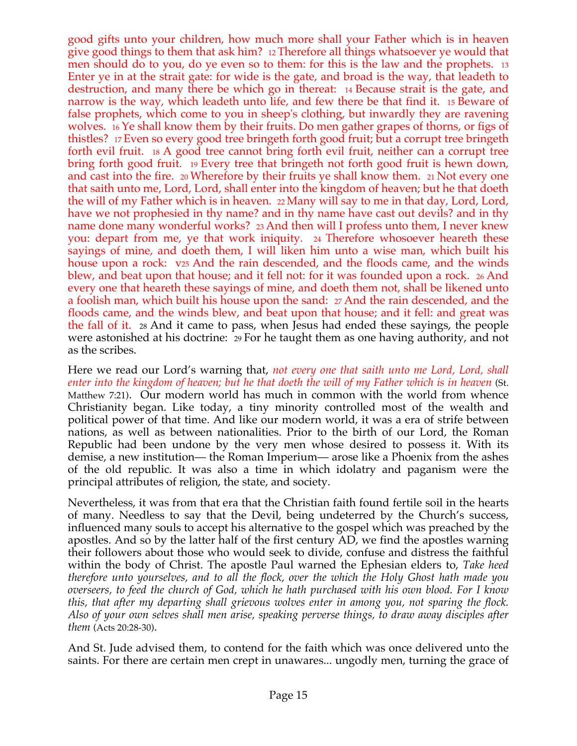good gifts unto your children, how much more shall your Father which is in heaven give good things to them that ask him? 12 Therefore all things whatsoever ye would that men should do to you, do ye even so to them: for this is the law and the prophets. 13 Enter ye in at the strait gate: for wide is the gate, and broad is the way, that leadeth to destruction, and many there be which go in thereat: 14 Because strait is the gate, and narrow is the way, which leadeth unto life, and few there be that find it. 15 Beware of false prophets, which come to you in sheep's clothing, but inwardly they are ravening wolves. 16 Ye shall know them by their fruits. Do men gather grapes of thorns, or figs of thistles? 17 Even so every good tree bringeth forth good fruit; but a corrupt tree bringeth forth evil fruit. 18 A good tree cannot bring forth evil fruit, neither can a corrupt tree bring forth good fruit. 19 Every tree that bringeth not forth good fruit is hewn down, and cast into the fire. 20 Wherefore by their fruits ye shall know them. 21 Not every one that saith unto me, Lord, Lord, shall enter into the kingdom of heaven; but he that doeth the will of my Father which is in heaven. 22 Many will say to me in that day, Lord, Lord, have we not prophesied in thy name? and in thy name have cast out devils? and in thy name done many wonderful works? 23 And then will I profess unto them, I never knew you: depart from me, ye that work iniquity. 24 Therefore whosoever heareth these sayings of mine, and doeth them, I will liken him unto a wise man, which built his house upon a rock: v25 And the rain descended, and the floods came, and the winds blew, and beat upon that house; and it fell not: for it was founded upon a rock. 26 And every one that heareth these sayings of mine, and doeth them not, shall be likened unto a foolish man, which built his house upon the sand: 27 And the rain descended, and the floods came, and the winds blew, and beat upon that house; and it fell: and great was the fall of it. 28 And it came to pass, when Jesus had ended these sayings, the people were astonished at his doctrine: 29 For he taught them as one having authority, and not as the scribes.

Here we read our Lord's warning that, *not every one that saith unto me Lord, Lord, shall enter into the kingdom of heaven; but he that doeth the will of my Father which is in heaven* (St. Matthew 7:21). Our modern world has much in common with the world from whence Christianity began. Like today, a tiny minority controlled most of the wealth and political power of that time. And like our modern world, it was a era of strife between nations, as well as between nationalities. Prior to the birth of our Lord, the Roman Republic had been undone by the very men whose desired to possess it. With its demise, a new institution— the Roman Imperium— arose like a Phoenix from the ashes of the old republic. It was also a time in which idolatry and paganism were the principal attributes of religion, the state, and society.

Nevertheless, it was from that era that the Christian faith found fertile soil in the hearts of many. Needless to say that the Devil, being undeterred by the Church's success, influenced many souls to accept his alternative to the gospel which was preached by the apostles. And so by the latter half of the first century AD, we find the apostles warning their followers about those who would seek to divide, confuse and distress the faithful within the body of Christ. The apostle Paul warned the Ephesian elders to, *Take heed therefore unto yourselves, and to all the flock, over the which the Holy Ghost hath made you overseers, to feed the church of God, which he hath purchased with his own blood. For I know this, that after my departing shall grievous wolves enter in among you, not sparing the flock. Also of your own selves shall men arise, speaking perverse things, to draw away disciples after them* (Acts 20:28-30).

And St. Jude advised them, to contend for the faith which was once delivered unto the saints. For there are certain men crept in unawares... ungodly men, turning the grace of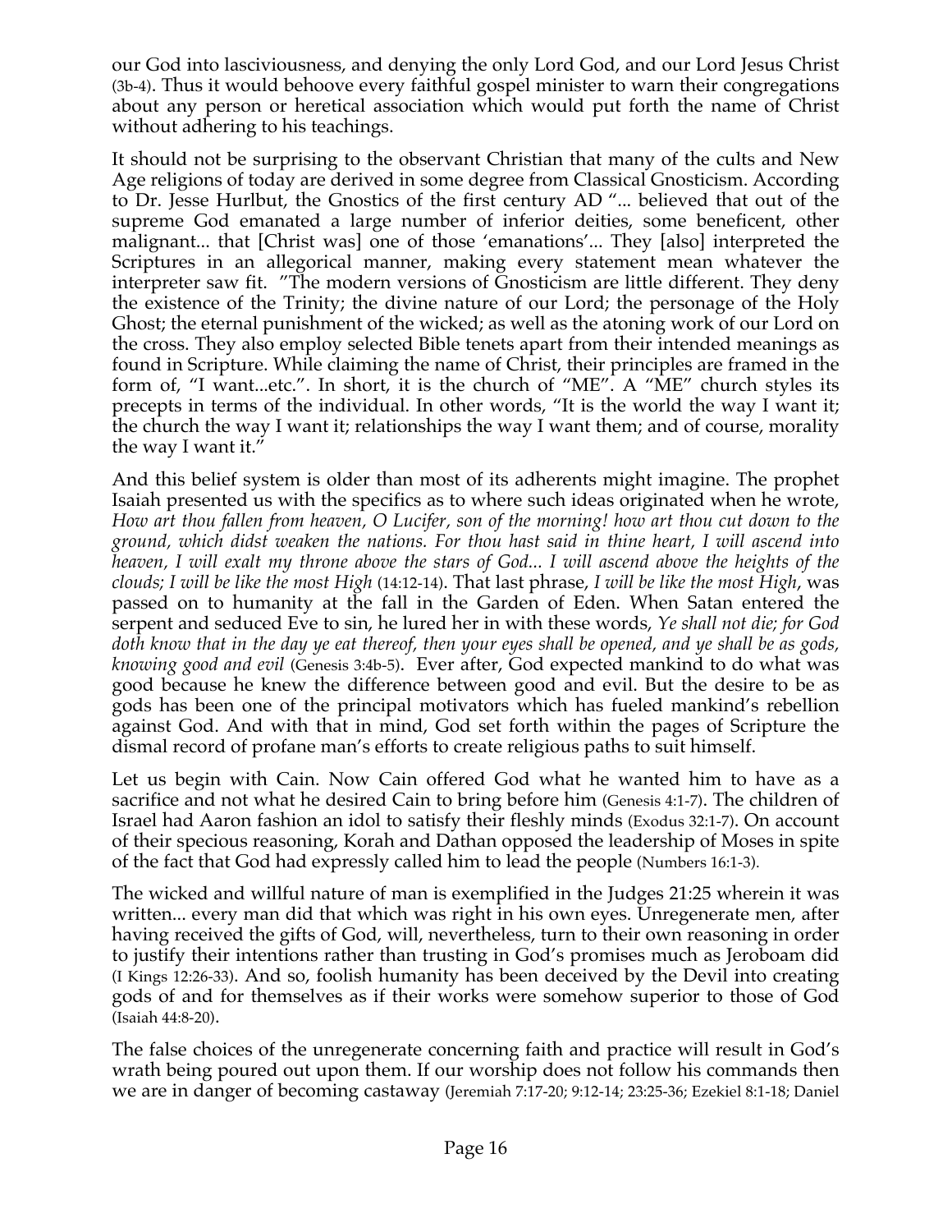our God into lasciviousness, and denying the only Lord God, and our Lord Jesus Christ (3b-4). Thus it would behoove every faithful gospel minister to warn their congregations about any person or heretical association which would put forth the name of Christ without adhering to his teachings.

It should not be surprising to the observant Christian that many of the cults and New Age religions of today are derived in some degree from Classical Gnosticism. According to Dr. Jesse Hurlbut, the Gnostics of the first century AD "... believed that out of the supreme God emanated a large number of inferior deities, some beneficent, other malignant... that [Christ was] one of those 'emanations'... They [also] interpreted the Scriptures in an allegorical manner, making every statement mean whatever the interpreter saw fit. "The modern versions of Gnosticism are little different. They deny the existence of the Trinity; the divine nature of our Lord; the personage of the Holy Ghost; the eternal punishment of the wicked; as well as the atoning work of our Lord on the cross. They also employ selected Bible tenets apart from their intended meanings as found in Scripture. While claiming the name of Christ, their principles are framed in the form of, "I want...etc.". In short, it is the church of "ME". A "ME" church styles its precepts in terms of the individual. In other words, "It is the world the way I want it; the church the way I want it; relationships the way I want them; and of course, morality the way I want it."

And this belief system is older than most of its adherents might imagine. The prophet Isaiah presented us with the specifics as to where such ideas originated when he wrote, *How art thou fallen from heaven, O Lucifer, son of the morning! how art thou cut down to the ground, which didst weaken the nations. For thou hast said in thine heart, I will ascend into heaven, I will exalt my throne above the stars of God... I will ascend above the heights of the clouds; I will be like the most High* (14:12-14). That last phrase, *I will be like the most High*, was passed on to humanity at the fall in the Garden of Eden. When Satan entered the serpent and seduced Eve to sin, he lured her in with these words, *Ye shall not die; for God doth know that in the day ye eat thereof, then your eyes shall be opened, and ye shall be as gods, knowing good and evil* (Genesis 3:4b-5). Ever after, God expected mankind to do what was good because he knew the difference between good and evil. But the desire to be as gods has been one of the principal motivators which has fueled mankind's rebellion against God. And with that in mind, God set forth within the pages of Scripture the dismal record of profane man's efforts to create religious paths to suit himself.

Let us begin with Cain. Now Cain offered God what he wanted him to have as a sacrifice and not what he desired Cain to bring before him (Genesis 4:1-7). The children of Israel had Aaron fashion an idol to satisfy their fleshly minds (Exodus 32:1-7). On account of their specious reasoning, Korah and Dathan opposed the leadership of Moses in spite of the fact that God had expressly called him to lead the people (Numbers 16:1-3).

The wicked and willful nature of man is exemplified in the Judges 21:25 wherein it was written... every man did that which was right in his own eyes. Unregenerate men, after having received the gifts of God, will, nevertheless, turn to their own reasoning in order to justify their intentions rather than trusting in God's promises much as Jeroboam did (I Kings 12:26-33). And so, foolish humanity has been deceived by the Devil into creating gods of and for themselves as if their works were somehow superior to those of God (Isaiah 44:8-20).

The false choices of the unregenerate concerning faith and practice will result in God's wrath being poured out upon them. If our worship does not follow his commands then we are in danger of becoming castaway (Jeremiah 7:17-20; 9:12-14; 23:25-36; Ezekiel 8:1-18; Daniel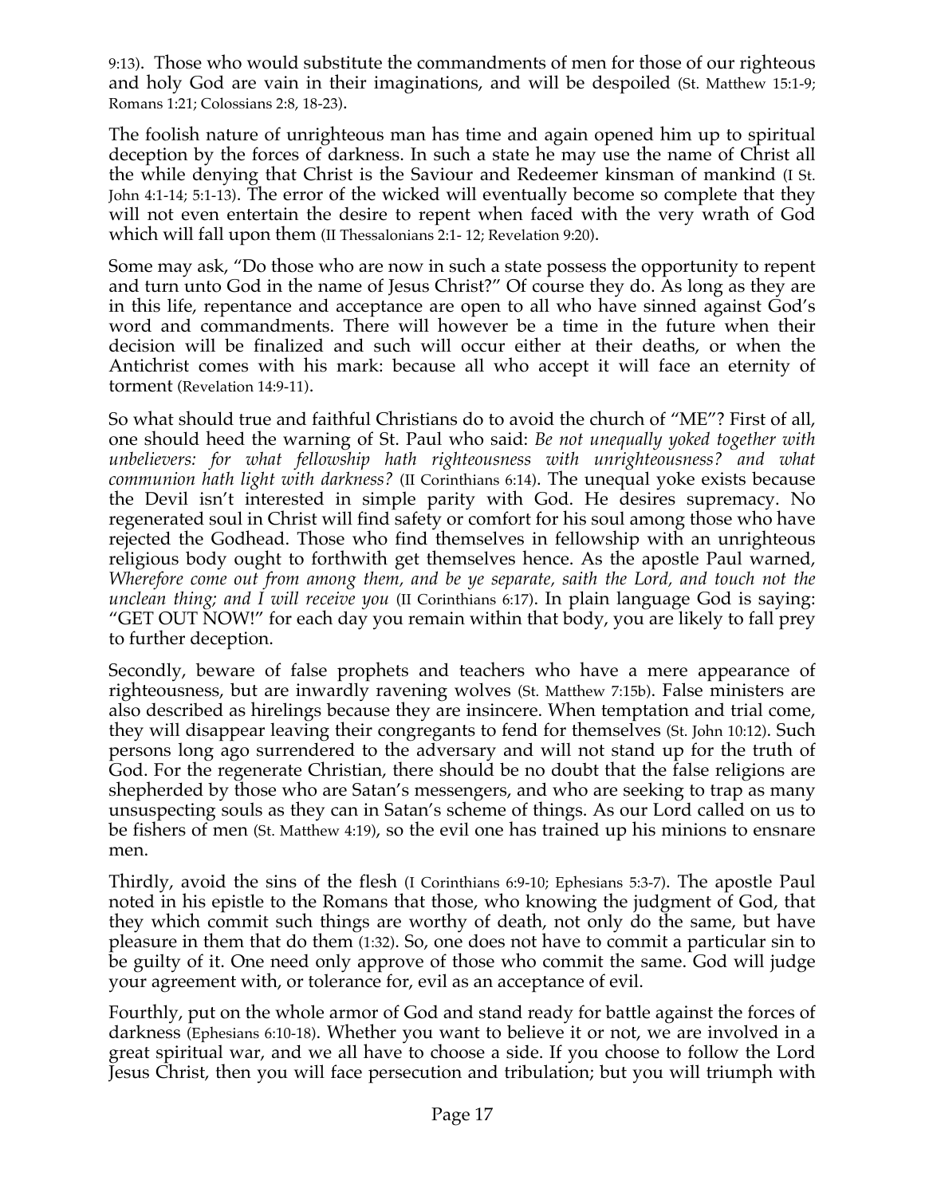9:13). Those who would substitute the commandments of men for those of our righteous and holy God are vain in their imaginations, and will be despoiled (St. Matthew 15:1-9; Romans 1:21; Colossians 2:8, 18-23).

The foolish nature of unrighteous man has time and again opened him up to spiritual deception by the forces of darkness. In such a state he may use the name of Christ all the while denying that Christ is the Saviour and Redeemer kinsman of mankind (I St. John 4:1-14; 5:1-13). The error of the wicked will eventually become so complete that they will not even entertain the desire to repent when faced with the very wrath of God which will fall upon them (II Thessalonians 2:1- 12; Revelation 9:20).

Some may ask, "Do those who are now in such a state possess the opportunity to repent and turn unto God in the name of Jesus Christ?" Of course they do. As long as they are in this life, repentance and acceptance are open to all who have sinned against God's word and commandments. There will however be a time in the future when their decision will be finalized and such will occur either at their deaths, or when the Antichrist comes with his mark: because all who accept it will face an eternity of torment (Revelation 14:9-11).

So what should true and faithful Christians do to avoid the church of "ME"? First of all, one should heed the warning of St. Paul who said: *Be not unequally yoked together with unbelievers: for what fellowship hath righteousness with unrighteousness? and what communion hath light with darkness?* (II Corinthians 6:14). The unequal yoke exists because the Devil isn't interested in simple parity with God. He desires supremacy. No regenerated soul in Christ will find safety or comfort for his soul among those who have rejected the Godhead. Those who find themselves in fellowship with an unrighteous religious body ought to forthwith get themselves hence. As the apostle Paul warned, *Wherefore come out from among them, and be ye separate, saith the Lord, and touch not the unclean thing; and I will receive you* (II Corinthians 6:17). In plain language God is saying: "GET OUT NOW!" for each day you remain within that body, you are likely to fall prey to further deception.

Secondly, beware of false prophets and teachers who have a mere appearance of righteousness, but are inwardly ravening wolves (St. Matthew 7:15b). False ministers are also described as hirelings because they are insincere. When temptation and trial come, they will disappear leaving their congregants to fend for themselves (St. John 10:12). Such persons long ago surrendered to the adversary and will not stand up for the truth of God. For the regenerate Christian, there should be no doubt that the false religions are shepherded by those who are Satan's messengers, and who are seeking to trap as many unsuspecting souls as they can in Satan's scheme of things. As our Lord called on us to be fishers of men (St. Matthew 4:19), so the evil one has trained up his minions to ensnare men.

Thirdly, avoid the sins of the flesh (I Corinthians 6:9-10; Ephesians 5:3-7). The apostle Paul noted in his epistle to the Romans that those, who knowing the judgment of God, that they which commit such things are worthy of death, not only do the same, but have pleasure in them that do them (1:32). So, one does not have to commit a particular sin to be guilty of it. One need only approve of those who commit the same. God will judge your agreement with, or tolerance for, evil as an acceptance of evil.

Fourthly, put on the whole armor of God and stand ready for battle against the forces of darkness (Ephesians 6:10-18). Whether you want to believe it or not, we are involved in a great spiritual war, and we all have to choose a side. If you choose to follow the Lord Jesus Christ, then you will face persecution and tribulation; but you will triumph with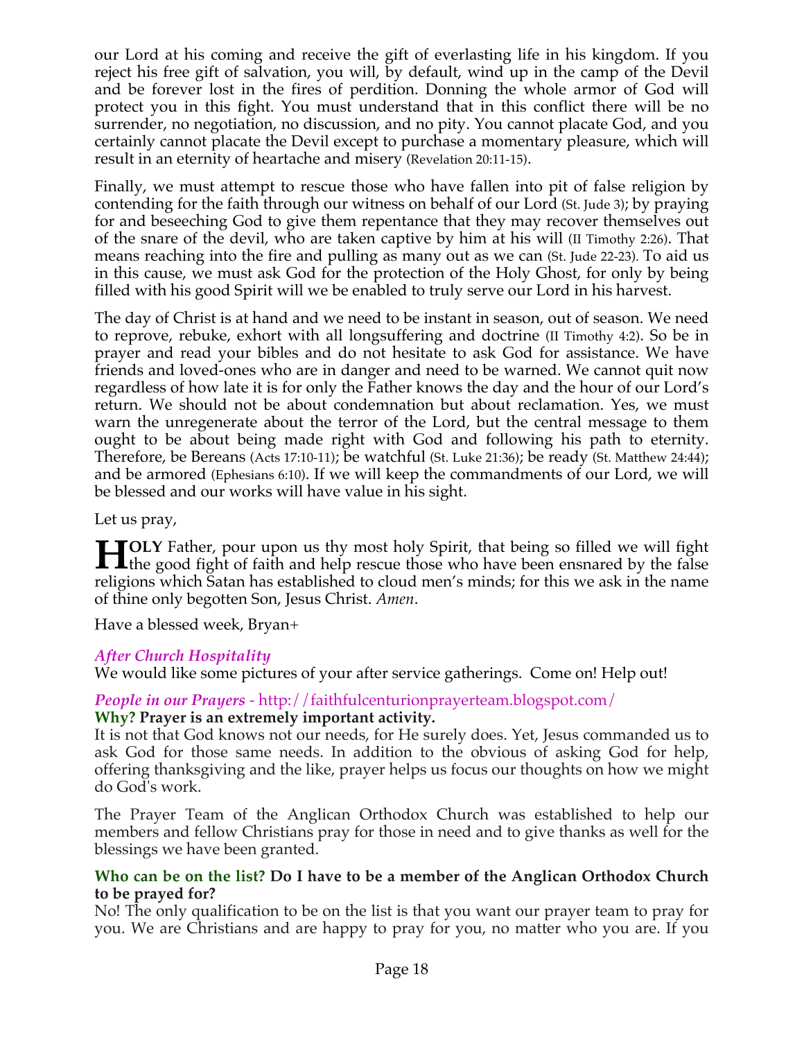our Lord at his coming and receive the gift of everlasting life in his kingdom. If you reject his free gift of salvation, you will, by default, wind up in the camp of the Devil and be forever lost in the fires of perdition. Donning the whole armor of God will protect you in this fight. You must understand that in this conflict there will be no surrender, no negotiation, no discussion, and no pity. You cannot placate God, and you certainly cannot placate the Devil except to purchase a momentary pleasure, which will result in an eternity of heartache and misery (Revelation 20:11-15).

Finally, we must attempt to rescue those who have fallen into pit of false religion by contending for the faith through our witness on behalf of our Lord (St. Jude 3); by praying for and beseeching God to give them repentance that they may recover themselves out of the snare of the devil, who are taken captive by him at his will (II Timothy 2:26). That means reaching into the fire and pulling as many out as we can (St. Jude 22-23). To aid us in this cause, we must ask God for the protection of the Holy Ghost, for only by being filled with his good Spirit will we be enabled to truly serve our Lord in his harvest.

The day of Christ is at hand and we need to be instant in season, out of season. We need to reprove, rebuke, exhort with all longsuffering and doctrine (II Timothy 4:2). So be in prayer and read your bibles and do not hesitate to ask God for assistance. We have friends and loved-ones who are in danger and need to be warned. We cannot quit now regardless of how late it is for only the Father knows the day and the hour of our Lord's return. We should not be about condemnation but about reclamation. Yes, we must warn the unregenerate about the terror of the Lord, but the central message to them ought to be about being made right with God and following his path to eternity. Therefore, be Bereans (Acts 17:10-11); be watchful (St. Luke 21:36); be ready (St. Matthew 24:44); and be armored (Ephesians 6:10). If we will keep the commandments of our Lord, we will be blessed and our works will have value in his sight.

Let us pray,

**HOLY** Father, pour upon us thy most holy Spirit, that being so filled we will fight the good fight of faith and help rescue those who have been ensnared by the false religions which Satan has established to cloud men's minds; for this we ask in the name of thine only begotten Son, Jesus Christ. *Amen*.

Have a blessed week, Bryan+

### *After Church Hospitality*

We would like some pictures of your after service gatherings. Come on! Help out!

### *People in our Prayers* - http://faithfulcenturionprayerteam.blogspot.com/

**Why? Prayer is an extremely important activity.**

It is not that God knows not our needs, for He surely does. Yet, Jesus commanded us to ask God for those same needs. In addition to the obvious of asking God for help, offering thanksgiving and the like, prayer helps us focus our thoughts on how we might do God's work.

The Prayer Team of the Anglican Orthodox Church was established to help our members and fellow Christians pray for those in need and to give thanks as well for the blessings we have been granted.

**Who can be on the list? Do I have to be a member of the Anglican Orthodox Church to be prayed for?**

No! The only qualification to be on the list is that you want our prayer team to pray for you. We are Christians and are happy to pray for you, no matter who you are. If you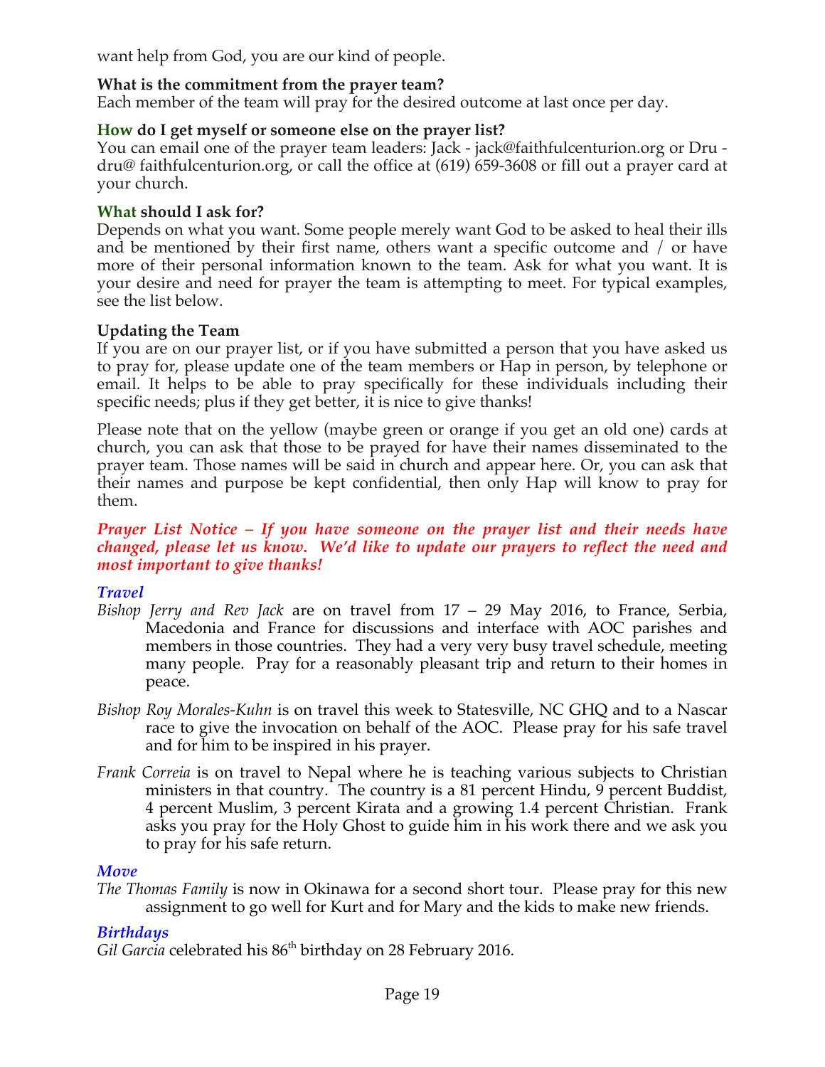want help from God, you are our kind of people.

**What is the commitment from the prayer team?**
Each member of the team will pray for the desired outcome at last once per day.

**How do I get myself or someone else on the prayer list?**
You can email one of the prayer team leaders: Jack - jack@faithfulcenturion.org or Dru - dru@ faithfulcenturion.org, or call the office at (619) 659-3608 or fill out a prayer card at your church.

**What should I ask for?**
Depends on what you want. Some people merely want God to be asked to heal their ills and be mentioned by their first name, others want a specific outcome and / or have more of their personal information known to the team. Ask for what you want. It is your desire and need for prayer the team is attempting to meet. For typical examples, see the list below.

**Updating the Team**
If you are on our prayer list, or if you have submitted a person that you have asked us to pray for, please update one of the team members or Hap in person, by telephone or email. It helps to be able to pray specifically for these individuals including their specific needs; plus if they get better, it is nice to give thanks!

Please note that on the yellow (maybe green or orange if you get an old one) cards at church, you can ask that those to be prayed for have their names disseminated to the prayer team. Those names will be said in church and appear here. Or, you can ask that their names and purpose be kept confidential, then only Hap will know to pray for them.

***Prayer List Notice – If you have someone on the prayer list and their needs have changed, please let us know. We'd like to update our prayers to reflect the need and most important to give thanks!***

***Travel***

*Bishop Jerry and Rev Jack* are on travel from 17 – 29 May 2016, to France, Serbia, Macedonia and France for discussions and interface with AOC parishes and members in those countries. They had a very very busy travel schedule, meeting many people. Pray for a reasonably pleasant trip and return to their homes in peace.

*Bishop Roy Morales-Kuhn* is on travel this week to Statesville, NC GHQ and to a Nascar race to give the invocation on behalf of the AOC. Please pray for his safe travel and for him to be inspired in his prayer.

*Frank Correia* is on travel to Nepal where he is teaching various subjects to Christian ministers in that country. The country is a 81 percent Hindu, 9 percent Buddist, 4 percent Muslim, 3 percent Kirata and a growing 1.4 percent Christian. Frank asks you pray for the Holy Ghost to guide him in his work there and we ask you to pray for his safe return.

***Move***

*The Thomas Family* is now in Okinawa for a second short tour. Please pray for this new assignment to go well for Kurt and for Mary and the kids to make new friends.

***Birthdays***

*Gil Garcia* celebrated his 86th birthday on 28 February 2016.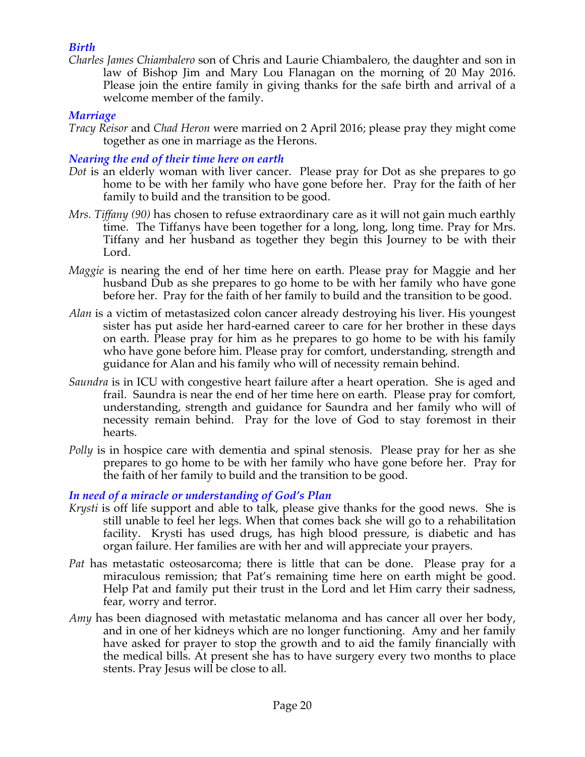### *Birth*

*Charles James Chiambalero* son of Chris and Laurie Chiambalero, the daughter and son in law of Bishop Jim and Mary Lou Flanagan on the morning of 20 May 2016. Please join the entire family in giving thanks for the safe birth and arrival of a welcome member of the family.

### *Marriage*

*Tracy Reisor* and *Chad Heron* were married on 2 April 2016; please pray they might come together as one in marriage as the Herons.

### *Nearing the end of their time here on earth*

*Dot* is an elderly woman with liver cancer. Please pray for Dot as she prepares to go home to be with her family who have gone before her. Pray for the faith of her family to build and the transition to be good.

*Mrs. Tiffany (90)* has chosen to refuse extraordinary care as it will not gain much earthly time. The Tiffanys have been together for a long, long, long time. Pray for Mrs. Tiffany and her husband as together they begin this Journey to be with their Lord.

*Maggie* is nearing the end of her time here on earth. Please pray for Maggie and her husband Dub as she prepares to go home to be with her family who have gone before her. Pray for the faith of her family to build and the transition to be good.

*Alan* is a victim of metastasized colon cancer already destroying his liver. His youngest sister has put aside her hard-earned career to care for her brother in these days on earth. Please pray for him as he prepares to go home to be with his family who have gone before him. Please pray for comfort, understanding, strength and guidance for Alan and his family who will of necessity remain behind.

*Saundra* is in ICU with congestive heart failure after a heart operation. She is aged and frail. Saundra is near the end of her time here on earth. Please pray for comfort, understanding, strength and guidance for Saundra and her family who will of necessity remain behind. Pray for the love of God to stay foremost in their hearts.

*Polly* is in hospice care with dementia and spinal stenosis. Please pray for her as she prepares to go home to be with her family who have gone before her. Pray for the faith of her family to build and the transition to be good.

### *In need of a miracle or understanding of God's Plan*

*Krysti* is off life support and able to talk, please give thanks for the good news. She is still unable to feel her legs. When that comes back she will go to a rehabilitation facility. Krysti has used drugs, has high blood pressure, is diabetic and has organ failure. Her families are with her and will appreciate your prayers.

*Pat* has metastatic osteosarcoma; there is little that can be done. Please pray for a miraculous remission; that Pat's remaining time here on earth might be good. Help Pat and family put their trust in the Lord and let Him carry their sadness, fear, worry and terror.

*Amy* has been diagnosed with metastatic melanoma and has cancer all over her body, and in one of her kidneys which are no longer functioning. Amy and her family have asked for prayer to stop the growth and to aid the family financially with the medical bills. At present she has to have surgery every two months to place stents. Pray Jesus will be close to all.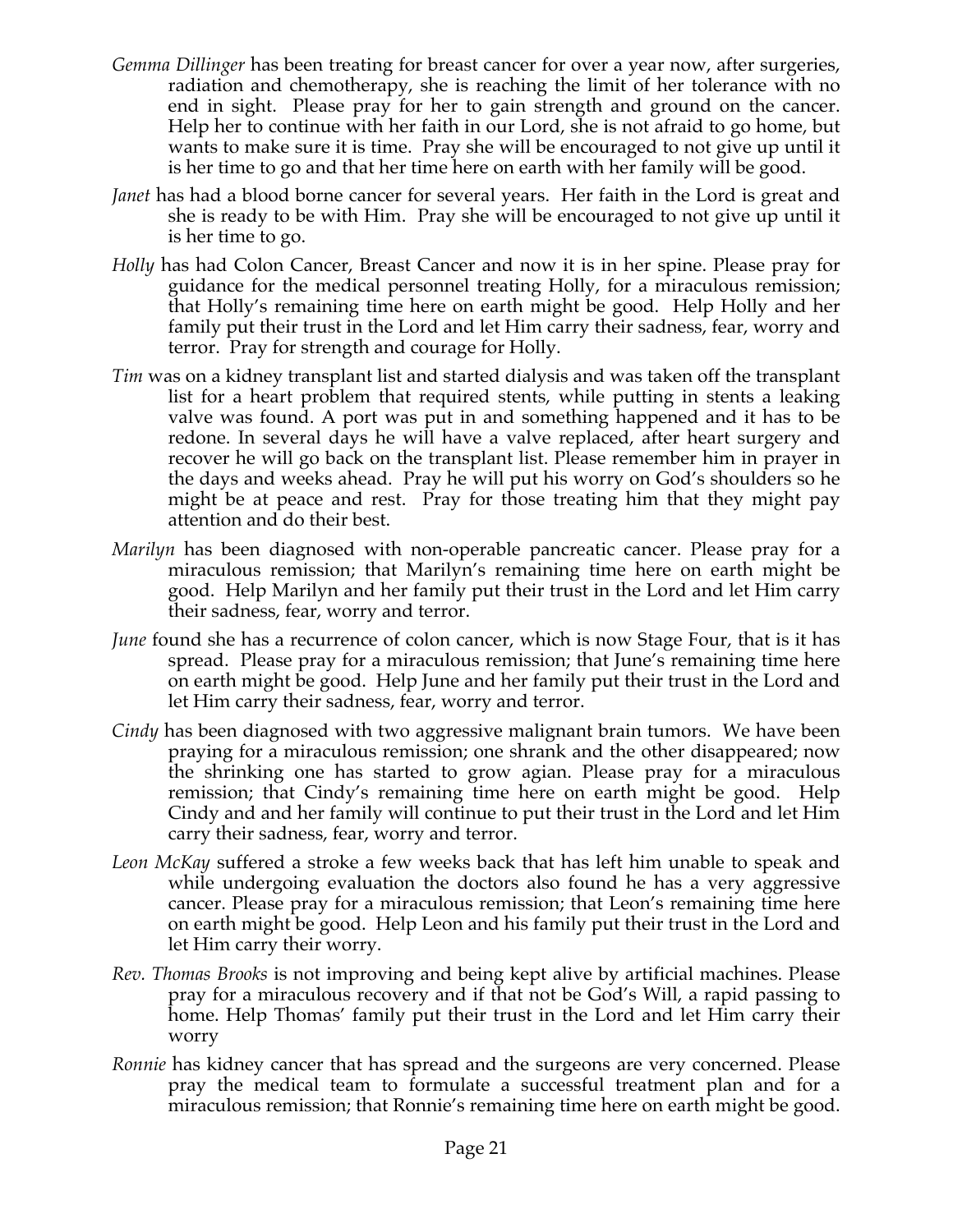*Gemma Dillinger* has been treating for breast cancer for over a year now, after surgeries, radiation and chemotherapy, she is reaching the limit of her tolerance with no end in sight. Please pray for her to gain strength and ground on the cancer. Help her to continue with her faith in our Lord, she is not afraid to go home, but wants to make sure it is time. Pray she will be encouraged to not give up until it is her time to go and that her time here on earth with her family will be good.

*Janet* has had a blood borne cancer for several years. Her faith in the Lord is great and she is ready to be with Him. Pray she will be encouraged to not give up until it is her time to go.

*Holly* has had Colon Cancer, Breast Cancer and now it is in her spine. Please pray for guidance for the medical personnel treating Holly, for a miraculous remission; that Holly's remaining time here on earth might be good. Help Holly and her family put their trust in the Lord and let Him carry their sadness, fear, worry and terror. Pray for strength and courage for Holly.

*Tim* was on a kidney transplant list and started dialysis and was taken off the transplant list for a heart problem that required stents, while putting in stents a leaking valve was found. A port was put in and something happened and it has to be redone. In several days he will have a valve replaced, after heart surgery and recover he will go back on the transplant list. Please remember him in prayer in the days and weeks ahead. Pray he will put his worry on God's shoulders so he might be at peace and rest. Pray for those treating him that they might pay attention and do their best.

*Marilyn* has been diagnosed with non-operable pancreatic cancer. Please pray for a miraculous remission; that Marilyn's remaining time here on earth might be good. Help Marilyn and her family put their trust in the Lord and let Him carry their sadness, fear, worry and terror.

*June* found she has a recurrence of colon cancer, which is now Stage Four, that is it has spread. Please pray for a miraculous remission; that June's remaining time here on earth might be good. Help June and her family put their trust in the Lord and let Him carry their sadness, fear, worry and terror.

*Cindy* has been diagnosed with two aggressive malignant brain tumors. We have been praying for a miraculous remission; one shrank and the other disappeared; now the shrinking one has started to grow agian. Please pray for a miraculous remission; that Cindy's remaining time here on earth might be good. Help Cindy and and her family will continue to put their trust in the Lord and let Him carry their sadness, fear, worry and terror.

*Leon McKay* suffered a stroke a few weeks back that has left him unable to speak and while undergoing evaluation the doctors also found he has a very aggressive cancer. Please pray for a miraculous remission; that Leon's remaining time here on earth might be good. Help Leon and his family put their trust in the Lord and let Him carry their worry.

*Rev. Thomas Brooks* is not improving and being kept alive by artificial machines. Please pray for a miraculous recovery and if that not be God's Will, a rapid passing to home. Help Thomas' family put their trust in the Lord and let Him carry their worry

*Ronnie* has kidney cancer that has spread and the surgeons are very concerned. Please pray the medical team to formulate a successful treatment plan and for a miraculous remission; that Ronnie's remaining time here on earth might be good.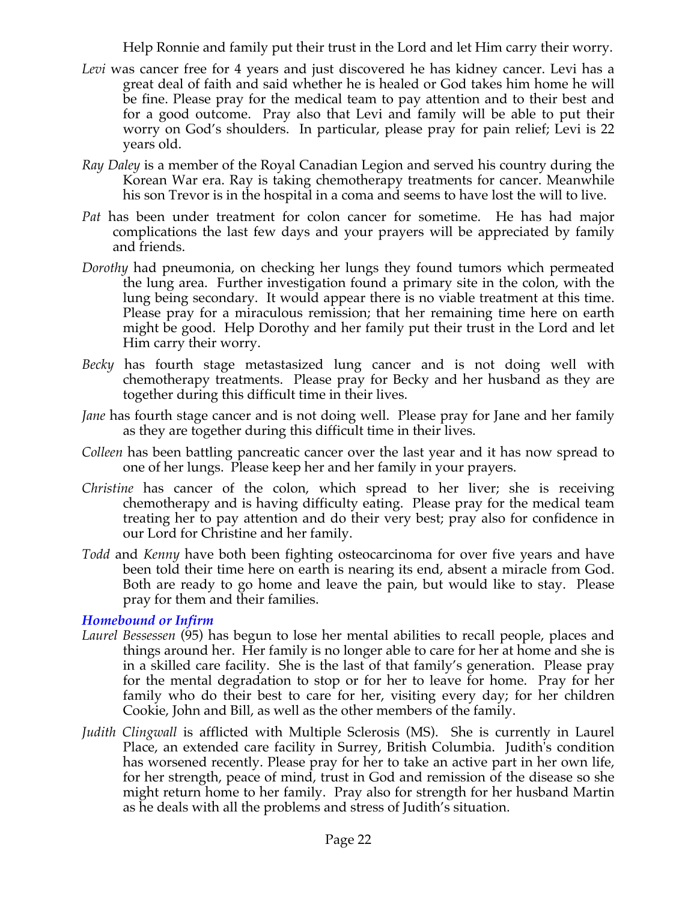Help Ronnie and family put their trust in the Lord and let Him carry their worry.

*Levi* was cancer free for 4 years and just discovered he has kidney cancer. Levi has a great deal of faith and said whether he is healed or God takes him home he will be fine. Please pray for the medical team to pay attention and to their best and for a good outcome. Pray also that Levi and family will be able to put their worry on God's shoulders. In particular, please pray for pain relief; Levi is 22 years old.

*Ray Daley* is a member of the Royal Canadian Legion and served his country during the Korean War era. Ray is taking chemotherapy treatments for cancer. Meanwhile his son Trevor is in the hospital in a coma and seems to have lost the will to live.

*Pat* has been under treatment for colon cancer for sometime. He has had major complications the last few days and your prayers will be appreciated by family and friends.

*Dorothy* had pneumonia, on checking her lungs they found tumors which permeated the lung area. Further investigation found a primary site in the colon, with the lung being secondary. It would appear there is no viable treatment at this time. Please pray for a miraculous remission; that her remaining time here on earth might be good. Help Dorothy and her family put their trust in the Lord and let Him carry their worry.

*Becky* has fourth stage metastasized lung cancer and is not doing well with chemotherapy treatments. Please pray for Becky and her husband as they are together during this difficult time in their lives.

*Jane* has fourth stage cancer and is not doing well. Please pray for Jane and her family as they are together during this difficult time in their lives.

*Colleen* has been battling pancreatic cancer over the last year and it has now spread to one of her lungs. Please keep her and her family in your prayers.

*Christine* has cancer of the colon, which spread to her liver; she is receiving chemotherapy and is having difficulty eating. Please pray for the medical team treating her to pay attention and do their very best; pray also for confidence in our Lord for Christine and her family.

*Todd* and *Kenny* have both been fighting osteocarcinoma for over five years and have been told their time here on earth is nearing its end, absent a miracle from God. Both are ready to go home and leave the pain, but would like to stay. Please pray for them and their families.

### ***Homebound or Infirm***

*Laurel Bessessen* (95) has begun to lose her mental abilities to recall people, places and things around her. Her family is no longer able to care for her at home and she is in a skilled care facility. She is the last of that family's generation. Please pray for the mental degradation to stop or for her to leave for home. Pray for her family who do their best to care for her, visiting every day; for her children Cookie, John and Bill, as well as the other members of the family.

*Judith Clingwall* is afflicted with Multiple Sclerosis (MS). She is currently in Laurel Place, an extended care facility in Surrey, British Columbia. Judith's condition has worsened recently. Please pray for her to take an active part in her own life, for her strength, peace of mind, trust in God and remission of the disease so she might return home to her family. Pray also for strength for her husband Martin as he deals with all the problems and stress of Judith's situation.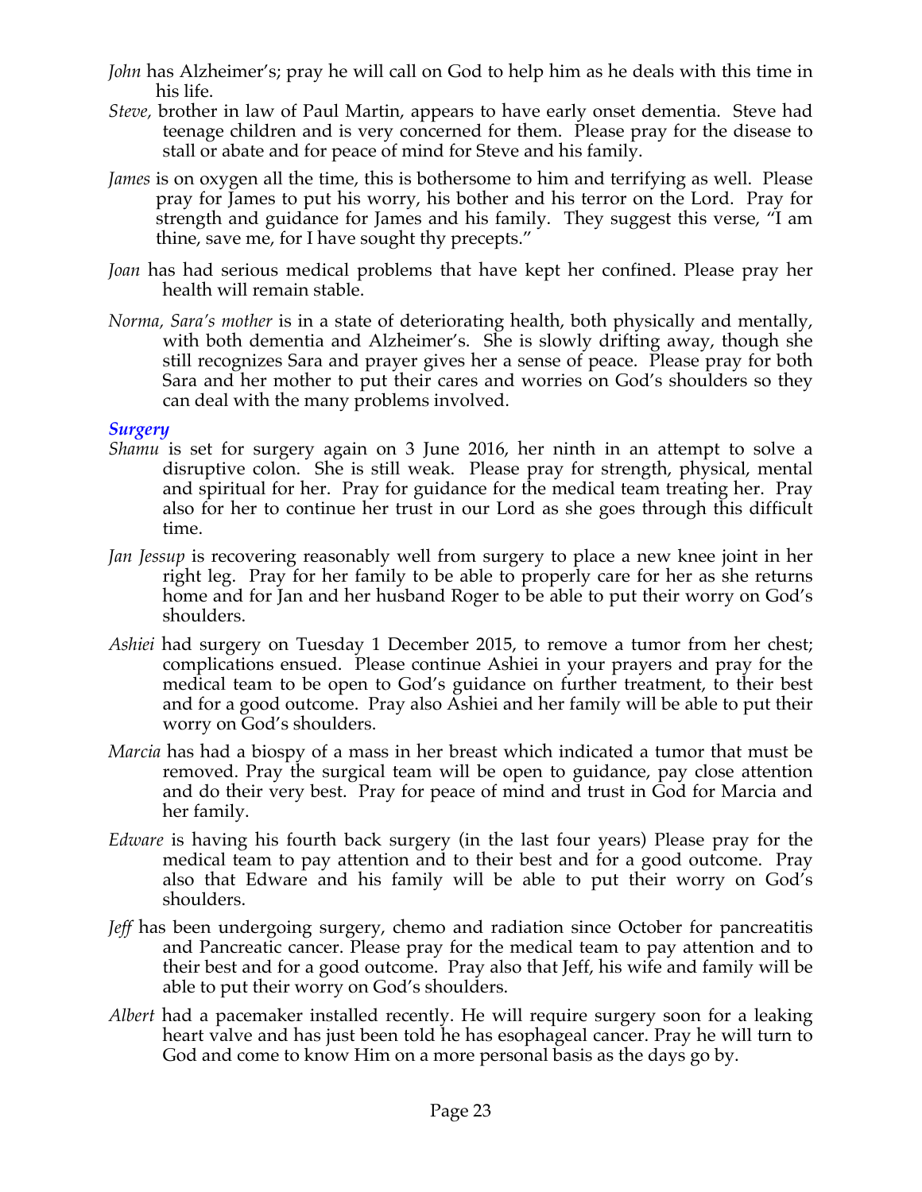*John* has Alzheimer's; pray he will call on God to help him as he deals with this time in his life.

*Steve,* brother in law of Paul Martin, appears to have early onset dementia. Steve had teenage children and is very concerned for them. Please pray for the disease to stall or abate and for peace of mind for Steve and his family.

*James* is on oxygen all the time, this is bothersome to him and terrifying as well. Please pray for James to put his worry, his bother and his terror on the Lord. Pray for strength and guidance for James and his family. They suggest this verse, "I am thine, save me, for I have sought thy precepts."

*Joan* has had serious medical problems that have kept her confined. Please pray her health will remain stable.

*Norma, Sara's mother* is in a state of deteriorating health, both physically and mentally, with both dementia and Alzheimer's. She is slowly drifting away, though she still recognizes Sara and prayer gives her a sense of peace. Please pray for both Sara and her mother to put their cares and worries on God's shoulders so they can deal with the many problems involved.

### *Surgery*

*Shamu* is set for surgery again on 3 June 2016, her ninth in an attempt to solve a disruptive colon. She is still weak. Please pray for strength, physical, mental and spiritual for her. Pray for guidance for the medical team treating her. Pray also for her to continue her trust in our Lord as she goes through this difficult time.

*Jan Jessup* is recovering reasonably well from surgery to place a new knee joint in her right leg. Pray for her family to be able to properly care for her as she returns home and for Jan and her husband Roger to be able to put their worry on God's shoulders.

*Ashiei* had surgery on Tuesday 1 December 2015, to remove a tumor from her chest; complications ensued. Please continue Ashiei in your prayers and pray for the medical team to be open to God's guidance on further treatment, to their best and for a good outcome. Pray also Ashiei and her family will be able to put their worry on God's shoulders.

*Marcia* has had a biospy of a mass in her breast which indicated a tumor that must be removed. Pray the surgical team will be open to guidance, pay close attention and do their very best. Pray for peace of mind and trust in God for Marcia and her family.

*Edware* is having his fourth back surgery (in the last four years) Please pray for the medical team to pay attention and to their best and for a good outcome. Pray also that Edware and his family will be able to put their worry on God's shoulders.

*Jeff* has been undergoing surgery, chemo and radiation since October for pancreatitis and Pancreatic cancer. Please pray for the medical team to pay attention and to their best and for a good outcome. Pray also that Jeff, his wife and family will be able to put their worry on God's shoulders.

*Albert* had a pacemaker installed recently. He will require surgery soon for a leaking heart valve and has just been told he has esophageal cancer. Pray he will turn to God and come to know Him on a more personal basis as the days go by.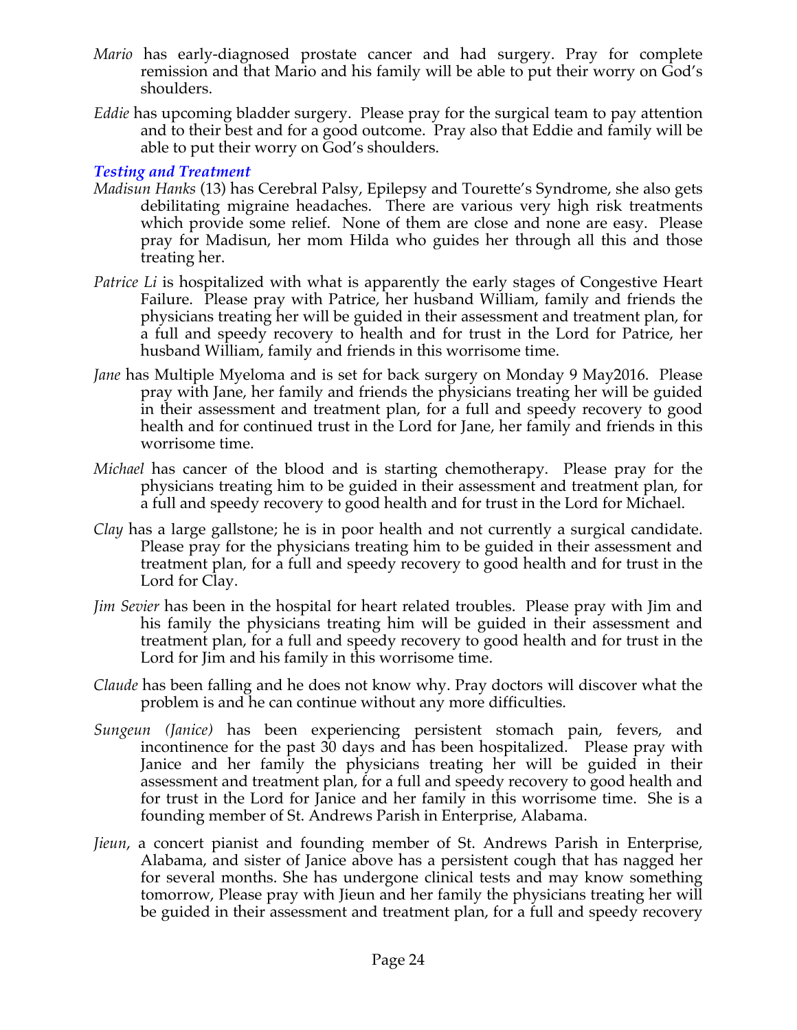*Mario* has early-diagnosed prostate cancer and had surgery. Pray for complete remission and that Mario and his family will be able to put their worry on God's shoulders.

*Eddie* has upcoming bladder surgery. Please pray for the surgical team to pay attention and to their best and for a good outcome. Pray also that Eddie and family will be able to put their worry on God's shoulders.

***Testing and Treatment***

*Madisun Hanks* (13) has Cerebral Palsy, Epilepsy and Tourette's Syndrome, she also gets debilitating migraine headaches. There are various very high risk treatments which provide some relief. None of them are close and none are easy. Please pray for Madisun, her mom Hilda who guides her through all this and those treating her.

*Patrice Li* is hospitalized with what is apparently the early stages of Congestive Heart Failure. Please pray with Patrice, her husband William, family and friends the physicians treating her will be guided in their assessment and treatment plan, for a full and speedy recovery to health and for trust in the Lord for Patrice, her husband William, family and friends in this worrisome time.

*Jane* has Multiple Myeloma and is set for back surgery on Monday 9 May2016. Please pray with Jane, her family and friends the physicians treating her will be guided in their assessment and treatment plan, for a full and speedy recovery to good health and for continued trust in the Lord for Jane, her family and friends in this worrisome time.

*Michael* has cancer of the blood and is starting chemotherapy. Please pray for the physicians treating him to be guided in their assessment and treatment plan, for a full and speedy recovery to good health and for trust in the Lord for Michael.

*Clay* has a large gallstone; he is in poor health and not currently a surgical candidate. Please pray for the physicians treating him to be guided in their assessment and treatment plan, for a full and speedy recovery to good health and for trust in the Lord for Clay.

*Jim Sevier* has been in the hospital for heart related troubles. Please pray with Jim and his family the physicians treating him will be guided in their assessment and treatment plan, for a full and speedy recovery to good health and for trust in the Lord for Jim and his family in this worrisome time.

*Claude* has been falling and he does not know why. Pray doctors will discover what the problem is and he can continue without any more difficulties.

*Sungeun (Janice)* has been experiencing persistent stomach pain, fevers, and incontinence for the past 30 days and has been hospitalized. Please pray with Janice and her family the physicians treating her will be guided in their assessment and treatment plan, for a full and speedy recovery to good health and for trust in the Lord for Janice and her family in this worrisome time. She is a founding member of St. Andrews Parish in Enterprise, Alabama.

*Jieun*, a concert pianist and founding member of St. Andrews Parish in Enterprise, Alabama, and sister of Janice above has a persistent cough that has nagged her for several months. She has undergone clinical tests and may know something tomorrow, Please pray with Jieun and her family the physicians treating her will be guided in their assessment and treatment plan, for a full and speedy recovery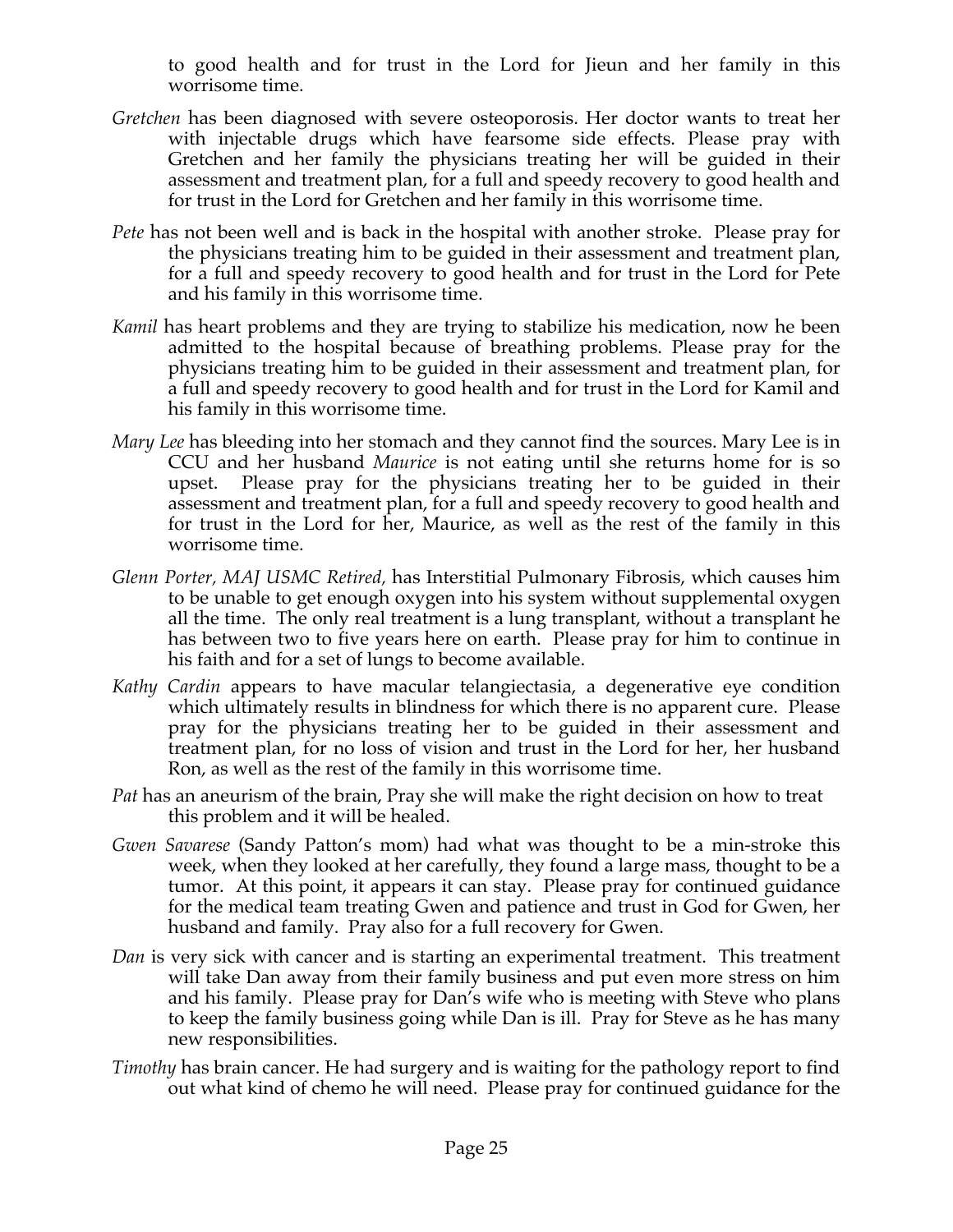to good health and for trust in the Lord for Jieun and her family in this worrisome time.

*Gretchen* has been diagnosed with severe osteoporosis. Her doctor wants to treat her with injectable drugs which have fearsome side effects. Please pray with Gretchen and her family the physicians treating her will be guided in their assessment and treatment plan, for a full and speedy recovery to good health and for trust in the Lord for Gretchen and her family in this worrisome time.

*Pete* has not been well and is back in the hospital with another stroke. Please pray for the physicians treating him to be guided in their assessment and treatment plan, for a full and speedy recovery to good health and for trust in the Lord for Pete and his family in this worrisome time.

*Kamil* has heart problems and they are trying to stabilize his medication, now he been admitted to the hospital because of breathing problems. Please pray for the physicians treating him to be guided in their assessment and treatment plan, for a full and speedy recovery to good health and for trust in the Lord for Kamil and his family in this worrisome time.

*Mary Lee* has bleeding into her stomach and they cannot find the sources. Mary Lee is in CCU and her husband *Maurice* is not eating until she returns home for is so upset. Please pray for the physicians treating her to be guided in their assessment and treatment plan, for a full and speedy recovery to good health and for trust in the Lord for her, Maurice, as well as the rest of the family in this worrisome time.

*Glenn Porter, MAJ USMC Retired,* has Interstitial Pulmonary Fibrosis, which causes him to be unable to get enough oxygen into his system without supplemental oxygen all the time. The only real treatment is a lung transplant, without a transplant he has between two to five years here on earth. Please pray for him to continue in his faith and for a set of lungs to become available.

*Kathy Cardin* appears to have macular telangiectasia, a degenerative eye condition which ultimately results in blindness for which there is no apparent cure. Please pray for the physicians treating her to be guided in their assessment and treatment plan, for no loss of vision and trust in the Lord for her, her husband Ron, as well as the rest of the family in this worrisome time.

*Pat* has an aneurism of the brain, Pray she will make the right decision on how to treat this problem and it will be healed.

*Gwen Savarese* (Sandy Patton's mom) had what was thought to be a min-stroke this week, when they looked at her carefully, they found a large mass, thought to be a tumor. At this point, it appears it can stay. Please pray for continued guidance for the medical team treating Gwen and patience and trust in God for Gwen, her husband and family. Pray also for a full recovery for Gwen.

*Dan* is very sick with cancer and is starting an experimental treatment. This treatment will take Dan away from their family business and put even more stress on him and his family. Please pray for Dan's wife who is meeting with Steve who plans to keep the family business going while Dan is ill. Pray for Steve as he has many new responsibilities.

*Timothy* has brain cancer. He had surgery and is waiting for the pathology report to find out what kind of chemo he will need. Please pray for continued guidance for the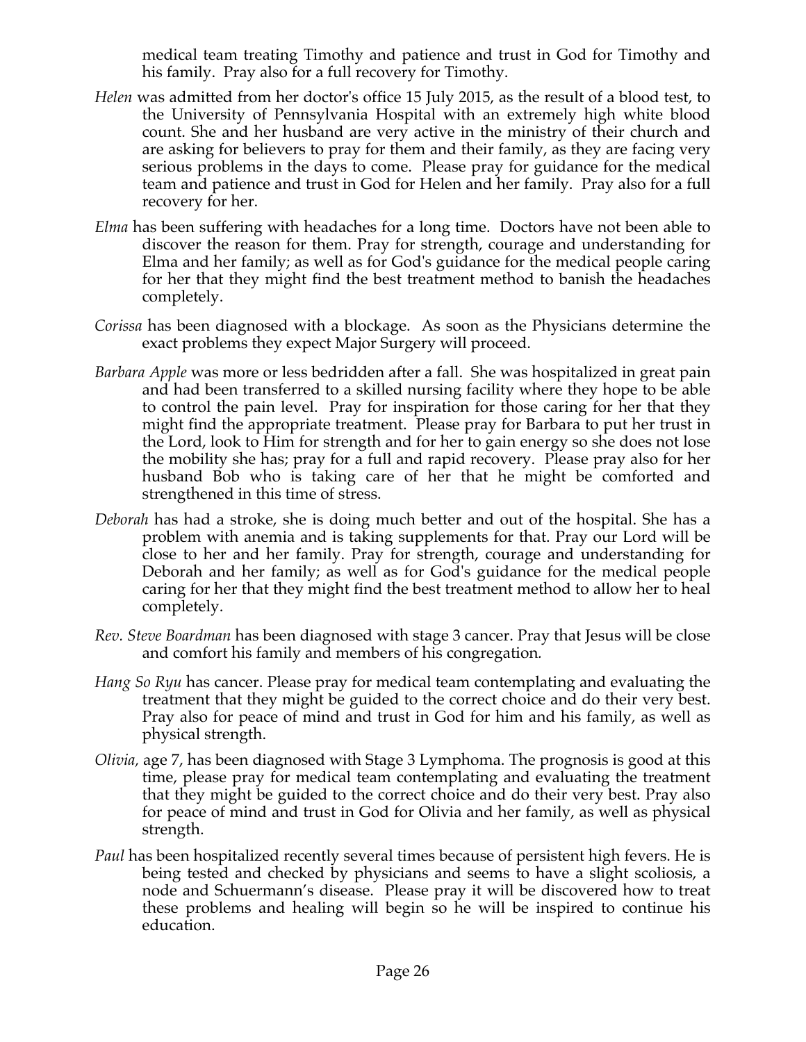medical team treating Timothy and patience and trust in God for Timothy and his family. Pray also for a full recovery for Timothy.

*Helen* was admitted from her doctor's office 15 July 2015, as the result of a blood test, to the University of Pennsylvania Hospital with an extremely high white blood count. She and her husband are very active in the ministry of their church and are asking for believers to pray for them and their family, as they are facing very serious problems in the days to come. Please pray for guidance for the medical team and patience and trust in God for Helen and her family. Pray also for a full recovery for her.

*Elma* has been suffering with headaches for a long time. Doctors have not been able to discover the reason for them. Pray for strength, courage and understanding for Elma and her family; as well as for God's guidance for the medical people caring for her that they might find the best treatment method to banish the headaches completely.

*Corissa* has been diagnosed with a blockage. As soon as the Physicians determine the exact problems they expect Major Surgery will proceed.

*Barbara Apple* was more or less bedridden after a fall. She was hospitalized in great pain and had been transferred to a skilled nursing facility where they hope to be able to control the pain level. Pray for inspiration for those caring for her that they might find the appropriate treatment. Please pray for Barbara to put her trust in the Lord, look to Him for strength and for her to gain energy so she does not lose the mobility she has; pray for a full and rapid recovery. Please pray also for her husband Bob who is taking care of her that he might be comforted and strengthened in this time of stress.

*Deborah* has had a stroke, she is doing much better and out of the hospital. She has a problem with anemia and is taking supplements for that. Pray our Lord will be close to her and her family. Pray for strength, courage and understanding for Deborah and her family; as well as for God's guidance for the medical people caring for her that they might find the best treatment method to allow her to heal completely.

*Rev. Steve Boardman* has been diagnosed with stage 3 cancer. Pray that Jesus will be close and comfort his family and members of his congregation.

*Hang So Ryu* has cancer. Please pray for medical team contemplating and evaluating the treatment that they might be guided to the correct choice and do their very best. Pray also for peace of mind and trust in God for him and his family, as well as physical strength.

*Olivia,* age 7, has been diagnosed with Stage 3 Lymphoma. The prognosis is good at this time, please pray for medical team contemplating and evaluating the treatment that they might be guided to the correct choice and do their very best. Pray also for peace of mind and trust in God for Olivia and her family, as well as physical strength.

*Paul* has been hospitalized recently several times because of persistent high fevers. He is being tested and checked by physicians and seems to have a slight scoliosis, a node and Schuermann's disease. Please pray it will be discovered how to treat these problems and healing will begin so he will be inspired to continue his education.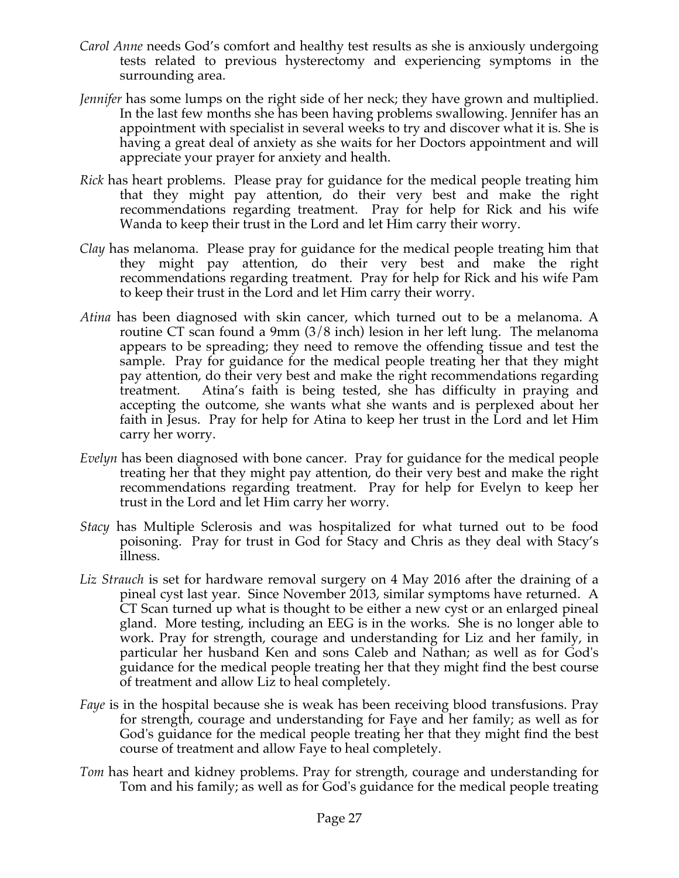*Carol Anne* needs God's comfort and healthy test results as she is anxiously undergoing tests related to previous hysterectomy and experiencing symptoms in the surrounding area.

*Jennifer* has some lumps on the right side of her neck; they have grown and multiplied. In the last few months she has been having problems swallowing. Jennifer has an appointment with specialist in several weeks to try and discover what it is. She is having a great deal of anxiety as she waits for her Doctors appointment and will appreciate your prayer for anxiety and health.

*Rick* has heart problems. Please pray for guidance for the medical people treating him that they might pay attention, do their very best and make the right recommendations regarding treatment. Pray for help for Rick and his wife Wanda to keep their trust in the Lord and let Him carry their worry.

*Clay* has melanoma. Please pray for guidance for the medical people treating him that they might pay attention, do their very best and make the right recommendations regarding treatment. Pray for help for Rick and his wife Pam to keep their trust in the Lord and let Him carry their worry.

*Atina* has been diagnosed with skin cancer, which turned out to be a melanoma. A routine CT scan found a 9mm (3/8 inch) lesion in her left lung. The melanoma appears to be spreading; they need to remove the offending tissue and test the sample. Pray for guidance for the medical people treating her that they might pay attention, do their very best and make the right recommendations regarding treatment. Atina's faith is being tested, she has difficulty in praying and accepting the outcome, she wants what she wants and is perplexed about her faith in Jesus. Pray for help for Atina to keep her trust in the Lord and let Him carry her worry.

*Evelyn* has been diagnosed with bone cancer. Pray for guidance for the medical people treating her that they might pay attention, do their very best and make the right recommendations regarding treatment. Pray for help for Evelyn to keep her trust in the Lord and let Him carry her worry.

*Stacy* has Multiple Sclerosis and was hospitalized for what turned out to be food poisoning. Pray for trust in God for Stacy and Chris as they deal with Stacy's illness.

*Liz Strauch* is set for hardware removal surgery on 4 May 2016 after the draining of a pineal cyst last year. Since November 2013, similar symptoms have returned. A CT Scan turned up what is thought to be either a new cyst or an enlarged pineal gland. More testing, including an EEG is in the works. She is no longer able to work. Pray for strength, courage and understanding for Liz and her family, in particular her husband Ken and sons Caleb and Nathan; as well as for God's guidance for the medical people treating her that they might find the best course of treatment and allow Liz to heal completely.

*Faye* is in the hospital because she is weak has been receiving blood transfusions. Pray for strength, courage and understanding for Faye and her family; as well as for God's guidance for the medical people treating her that they might find the best course of treatment and allow Faye to heal completely.

*Tom* has heart and kidney problems. Pray for strength, courage and understanding for Tom and his family; as well as for God's guidance for the medical people treating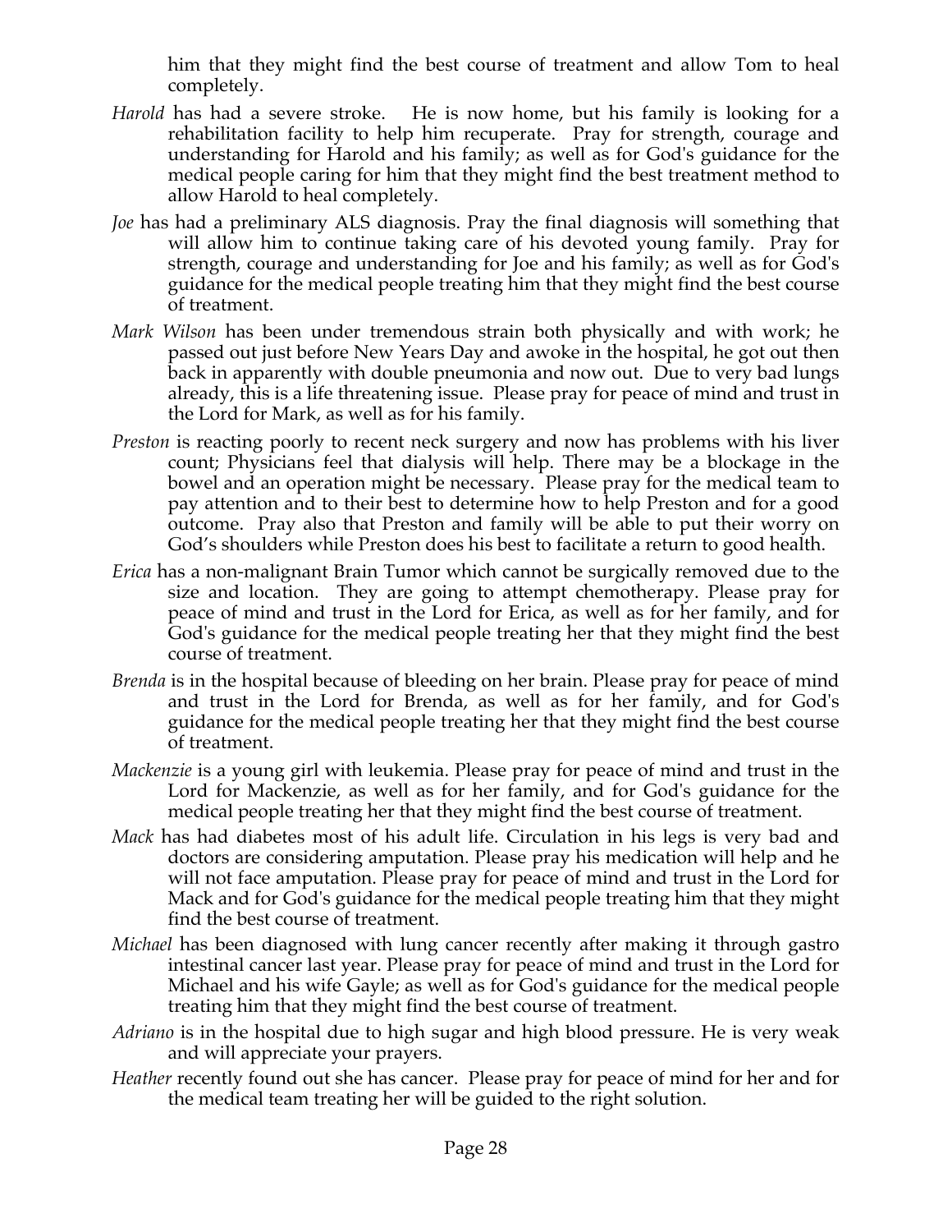him that they might find the best course of treatment and allow Tom to heal completely.

*Harold* has had a severe stroke. He is now home, but his family is looking for a rehabilitation facility to help him recuperate. Pray for strength, courage and understanding for Harold and his family; as well as for God's guidance for the medical people caring for him that they might find the best treatment method to allow Harold to heal completely.

*Joe* has had a preliminary ALS diagnosis. Pray the final diagnosis will something that will allow him to continue taking care of his devoted young family. Pray for strength, courage and understanding for Joe and his family; as well as for God's guidance for the medical people treating him that they might find the best course of treatment.

*Mark Wilson* has been under tremendous strain both physically and with work; he passed out just before New Years Day and awoke in the hospital, he got out then back in apparently with double pneumonia and now out. Due to very bad lungs already, this is a life threatening issue. Please pray for peace of mind and trust in the Lord for Mark, as well as for his family.

*Preston* is reacting poorly to recent neck surgery and now has problems with his liver count; Physicians feel that dialysis will help. There may be a blockage in the bowel and an operation might be necessary. Please pray for the medical team to pay attention and to their best to determine how to help Preston and for a good outcome. Pray also that Preston and family will be able to put their worry on God's shoulders while Preston does his best to facilitate a return to good health.

*Erica* has a non-malignant Brain Tumor which cannot be surgically removed due to the size and location. They are going to attempt chemotherapy. Please pray for peace of mind and trust in the Lord for Erica, as well as for her family, and for God's guidance for the medical people treating her that they might find the best course of treatment.

*Brenda* is in the hospital because of bleeding on her brain. Please pray for peace of mind and trust in the Lord for Brenda, as well as for her family, and for God's guidance for the medical people treating her that they might find the best course of treatment.

*Mackenzie* is a young girl with leukemia. Please pray for peace of mind and trust in the Lord for Mackenzie, as well as for her family, and for God's guidance for the medical people treating her that they might find the best course of treatment.

*Mack* has had diabetes most of his adult life. Circulation in his legs is very bad and doctors are considering amputation. Please pray his medication will help and he will not face amputation. Please pray for peace of mind and trust in the Lord for Mack and for God's guidance for the medical people treating him that they might find the best course of treatment.

*Michael* has been diagnosed with lung cancer recently after making it through gastro intestinal cancer last year. Please pray for peace of mind and trust in the Lord for Michael and his wife Gayle; as well as for God's guidance for the medical people treating him that they might find the best course of treatment.

*Adriano* is in the hospital due to high sugar and high blood pressure. He is very weak and will appreciate your prayers.

*Heather* recently found out she has cancer. Please pray for peace of mind for her and for the medical team treating her will be guided to the right solution.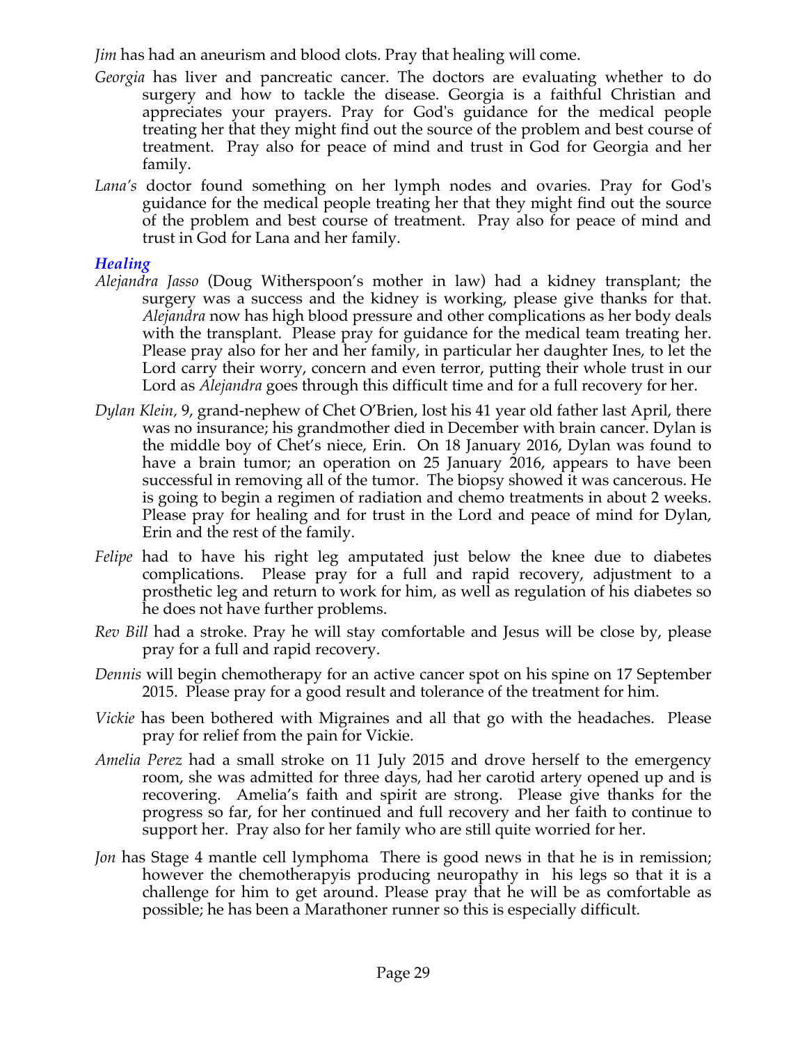*Jim* has had an aneurism and blood clots. Pray that healing will come.

*Georgia* has liver and pancreatic cancer. The doctors are evaluating whether to do surgery and how to tackle the disease. Georgia is a faithful Christian and appreciates your prayers. Pray for God's guidance for the medical people treating her that they might find out the source of the problem and best course of treatment. Pray also for peace of mind and trust in God for Georgia and her family.

*Lana's* doctor found something on her lymph nodes and ovaries. Pray for God's guidance for the medical people treating her that they might find out the source of the problem and best course of treatment. Pray also for peace of mind and trust in God for Lana and her family.

### *Healing*

*Alejandra Jasso* (Doug Witherspoon's mother in law) had a kidney transplant; the surgery was a success and the kidney is working, please give thanks for that. *Alejandra* now has high blood pressure and other complications as her body deals with the transplant. Please pray for guidance for the medical team treating her. Please pray also for her and her family, in particular her daughter Ines, to let the Lord carry their worry, concern and even terror, putting their whole trust in our Lord as *Alejandra* goes through this difficult time and for a full recovery for her.

*Dylan Klein,* 9, grand-nephew of Chet O'Brien, lost his 41 year old father last April, there was no insurance; his grandmother died in December with brain cancer. Dylan is the middle boy of Chet's niece, Erin. On 18 January 2016, Dylan was found to have a brain tumor; an operation on 25 January 2016, appears to have been successful in removing all of the tumor. The biopsy showed it was cancerous. He is going to begin a regimen of radiation and chemo treatments in about 2 weeks. Please pray for healing and for trust in the Lord and peace of mind for Dylan, Erin and the rest of the family.

*Felipe* had to have his right leg amputated just below the knee due to diabetes complications. Please pray for a full and rapid recovery, adjustment to a prosthetic leg and return to work for him, as well as regulation of his diabetes so he does not have further problems.

*Rev Bill* had a stroke. Pray he will stay comfortable and Jesus will be close by, please pray for a full and rapid recovery.

*Dennis* will begin chemotherapy for an active cancer spot on his spine on 17 September 2015. Please pray for a good result and tolerance of the treatment for him.

*Vickie* has been bothered with Migraines and all that go with the headaches. Please pray for relief from the pain for Vickie.

*Amelia Perez* had a small stroke on 11 July 2015 and drove herself to the emergency room, she was admitted for three days, had her carotid artery opened up and is recovering. Amelia's faith and spirit are strong. Please give thanks for the progress so far, for her continued and full recovery and her faith to continue to support her. Pray also for her family who are still quite worried for her.

*Jon* has Stage 4 mantle cell lymphoma There is good news in that he is in remission; however the chemotherapyis producing neuropathy in his legs so that it is a challenge for him to get around. Please pray that he will be as comfortable as possible; he has been a Marathoner runner so this is especially difficult.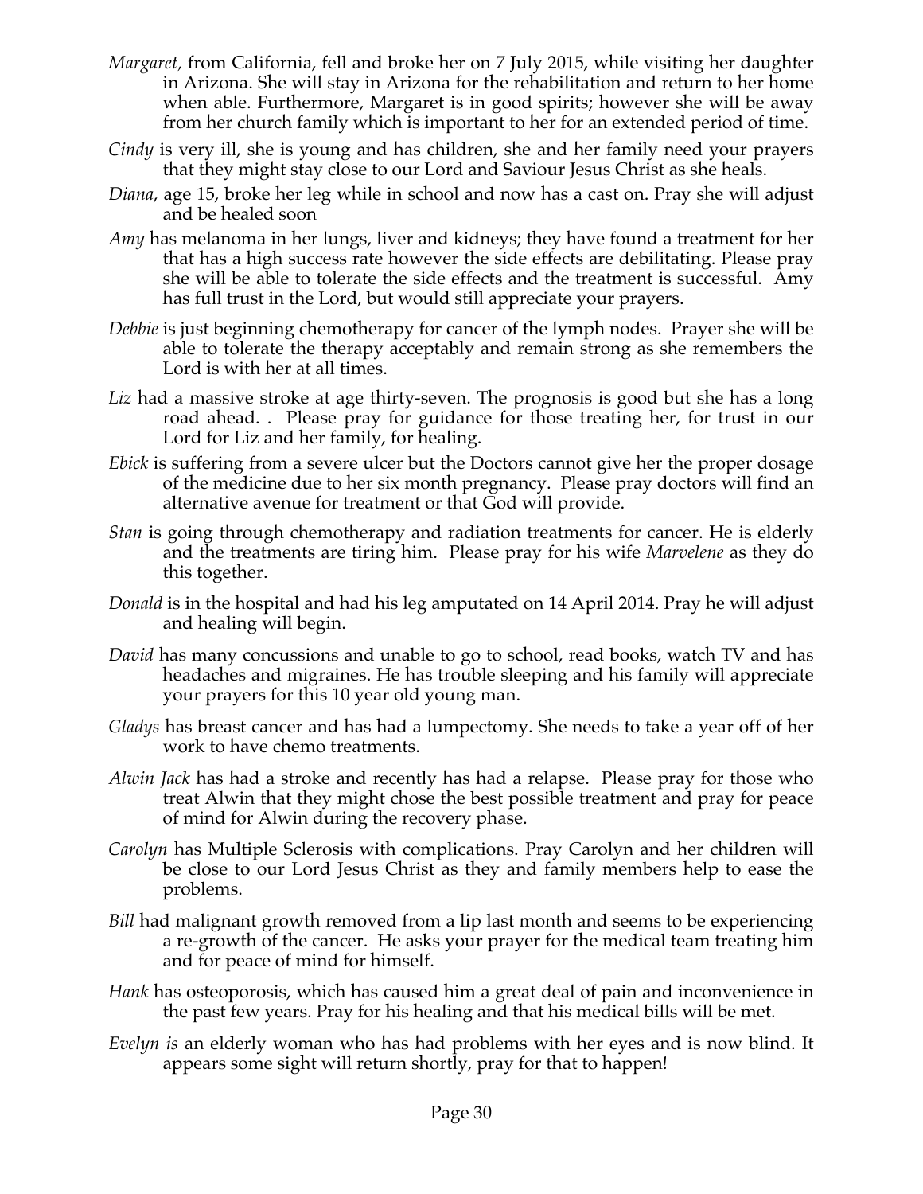*Margaret*, from California, fell and broke her on 7 July 2015, while visiting her daughter in Arizona. She will stay in Arizona for the rehabilitation and return to her home when able. Furthermore, Margaret is in good spirits; however she will be away from her church family which is important to her for an extended period of time.

*Cindy* is very ill, she is young and has children, she and her family need your prayers that they might stay close to our Lord and Saviour Jesus Christ as she heals.

*Diana*, age 15, broke her leg while in school and now has a cast on. Pray she will adjust and be healed soon

*Amy* has melanoma in her lungs, liver and kidneys; they have found a treatment for her that has a high success rate however the side effects are debilitating. Please pray she will be able to tolerate the side effects and the treatment is successful. Amy has full trust in the Lord, but would still appreciate your prayers.

*Debbie* is just beginning chemotherapy for cancer of the lymph nodes. Prayer she will be able to tolerate the therapy acceptably and remain strong as she remembers the Lord is with her at all times.

*Liz* had a massive stroke at age thirty-seven. The prognosis is good but she has a long road ahead. . Please pray for guidance for those treating her, for trust in our Lord for Liz and her family, for healing.

*Ebick* is suffering from a severe ulcer but the Doctors cannot give her the proper dosage of the medicine due to her six month pregnancy. Please pray doctors will find an alternative avenue for treatment or that God will provide.

*Stan* is going through chemotherapy and radiation treatments for cancer. He is elderly and the treatments are tiring him. Please pray for his wife *Marvelene* as they do this together.

*Donald* is in the hospital and had his leg amputated on 14 April 2014. Pray he will adjust and healing will begin.

*David* has many concussions and unable to go to school, read books, watch TV and has headaches and migraines. He has trouble sleeping and his family will appreciate your prayers for this 10 year old young man.

*Gladys* has breast cancer and has had a lumpectomy. She needs to take a year off of her work to have chemo treatments.

*Alwin Jack* has had a stroke and recently has had a relapse. Please pray for those who treat Alwin that they might chose the best possible treatment and pray for peace of mind for Alwin during the recovery phase.

*Carolyn* has Multiple Sclerosis with complications. Pray Carolyn and her children will be close to our Lord Jesus Christ as they and family members help to ease the problems.

*Bill* had malignant growth removed from a lip last month and seems to be experiencing a re-growth of the cancer. He asks your prayer for the medical team treating him and for peace of mind for himself.

*Hank* has osteoporosis, which has caused him a great deal of pain and inconvenience in the past few years. Pray for his healing and that his medical bills will be met.

*Evelyn is* an elderly woman who has had problems with her eyes and is now blind. It appears some sight will return shortly, pray for that to happen!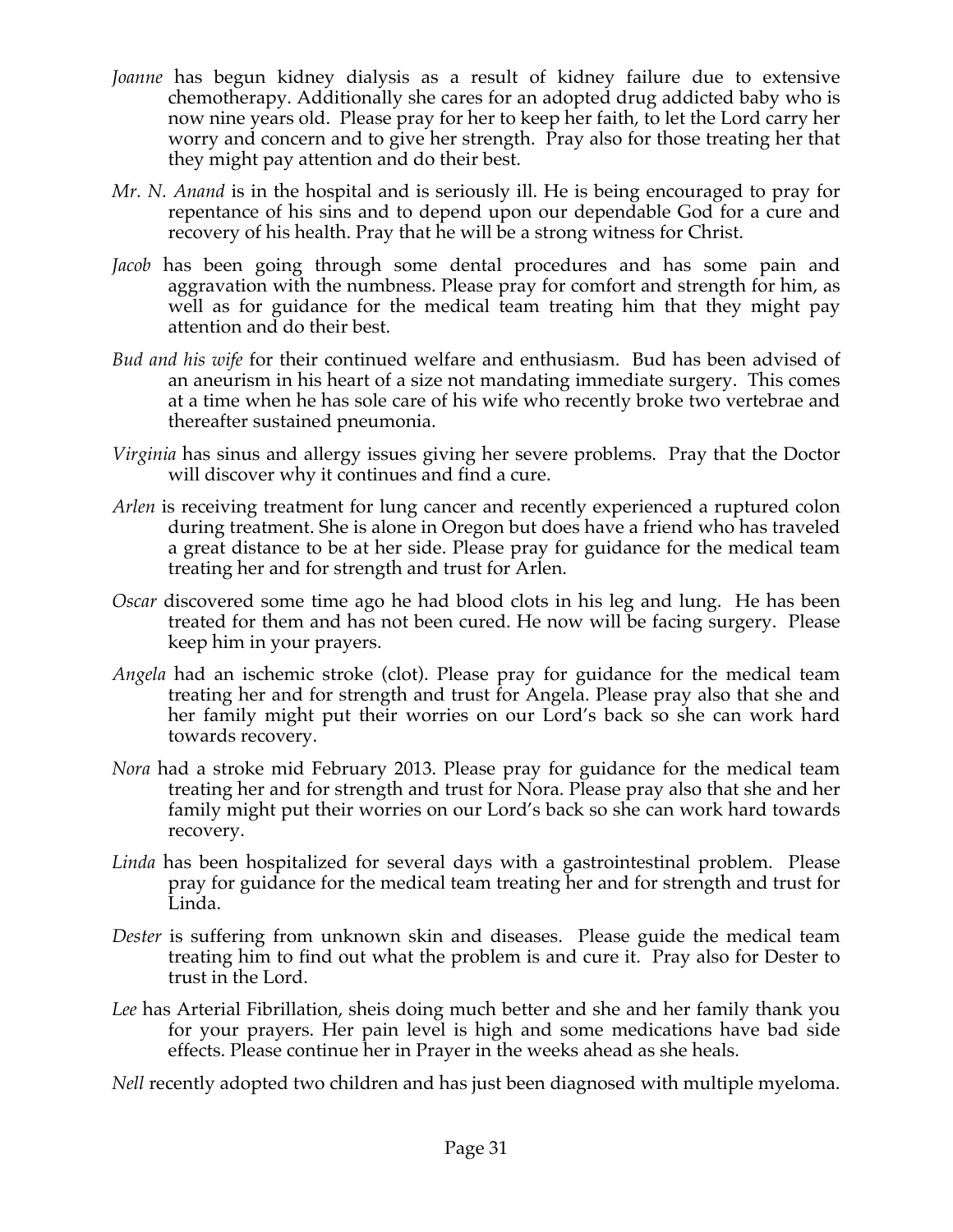*Joanne* has begun kidney dialysis as a result of kidney failure due to extensive chemotherapy. Additionally she cares for an adopted drug addicted baby who is now nine years old. Please pray for her to keep her faith, to let the Lord carry her worry and concern and to give her strength. Pray also for those treating her that they might pay attention and do their best.

*Mr. N. Anand* is in the hospital and is seriously ill. He is being encouraged to pray for repentance of his sins and to depend upon our dependable God for a cure and recovery of his health. Pray that he will be a strong witness for Christ.

*Jacob* has been going through some dental procedures and has some pain and aggravation with the numbness. Please pray for comfort and strength for him, as well as for guidance for the medical team treating him that they might pay attention and do their best.

*Bud and his wife* for their continued welfare and enthusiasm. Bud has been advised of an aneurism in his heart of a size not mandating immediate surgery. This comes at a time when he has sole care of his wife who recently broke two vertebrae and thereafter sustained pneumonia.

*Virginia* has sinus and allergy issues giving her severe problems. Pray that the Doctor will discover why it continues and find a cure.

*Arlen* is receiving treatment for lung cancer and recently experienced a ruptured colon during treatment. She is alone in Oregon but does have a friend who has traveled a great distance to be at her side. Please pray for guidance for the medical team treating her and for strength and trust for Arlen.

*Oscar* discovered some time ago he had blood clots in his leg and lung. He has been treated for them and has not been cured. He now will be facing surgery. Please keep him in your prayers.

*Angela* had an ischemic stroke (clot). Please pray for guidance for the medical team treating her and for strength and trust for Angela. Please pray also that she and her family might put their worries on our Lord's back so she can work hard towards recovery.

*Nora* had a stroke mid February 2013. Please pray for guidance for the medical team treating her and for strength and trust for Nora. Please pray also that she and her family might put their worries on our Lord's back so she can work hard towards recovery.

*Linda* has been hospitalized for several days with a gastrointestinal problem. Please pray for guidance for the medical team treating her and for strength and trust for Linda.

*Dester* is suffering from unknown skin and diseases. Please guide the medical team treating him to find out what the problem is and cure it. Pray also for Dester to trust in the Lord.

*Lee* has Arterial Fibrillation, sheis doing much better and she and her family thank you for your prayers. Her pain level is high and some medications have bad side effects. Please continue her in Prayer in the weeks ahead as she heals.

*Nell* recently adopted two children and has just been diagnosed with multiple myeloma.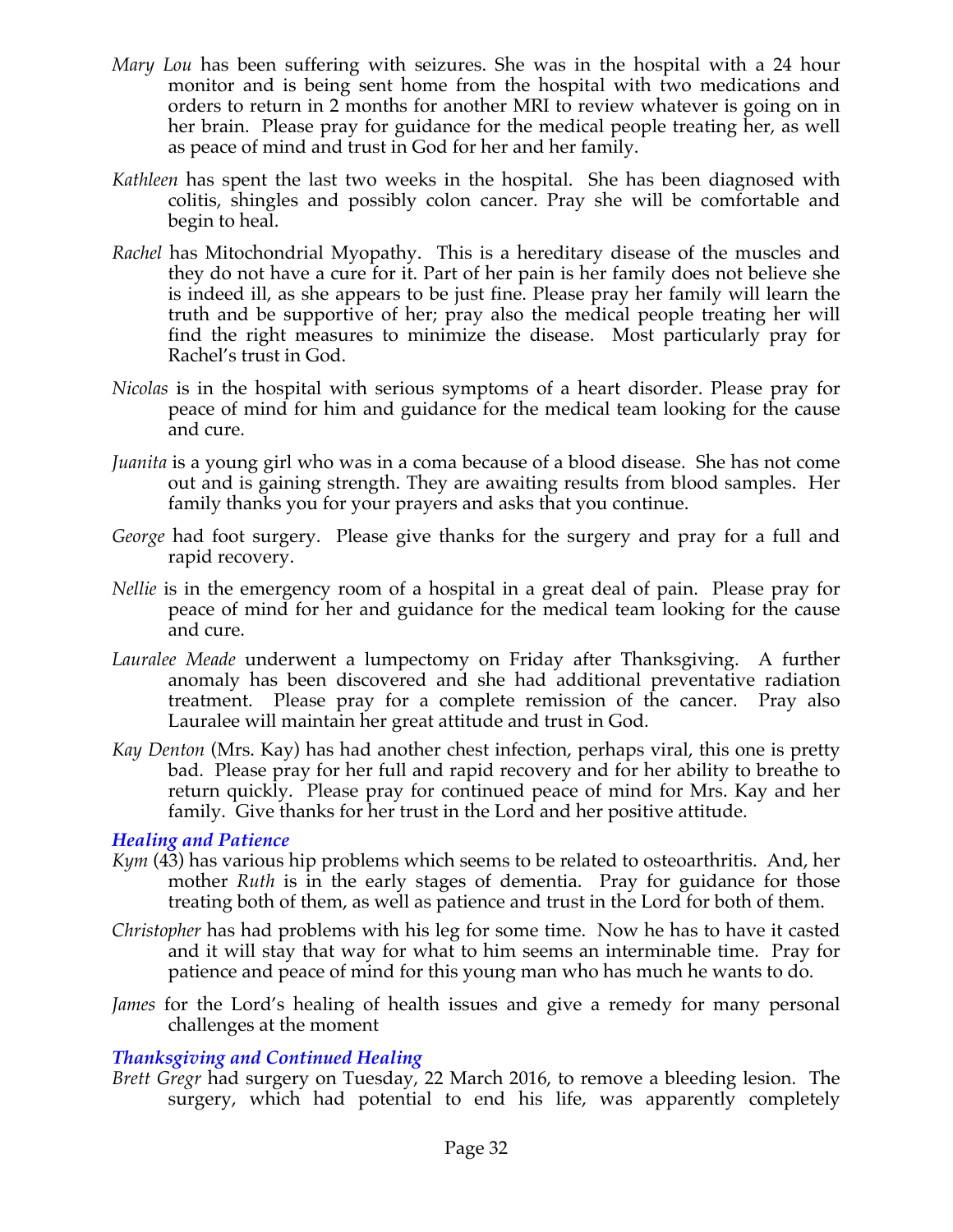*Mary Lou* has been suffering with seizures. She was in the hospital with a 24 hour monitor and is being sent home from the hospital with two medications and orders to return in 2 months for another MRI to review whatever is going on in her brain. Please pray for guidance for the medical people treating her, as well as peace of mind and trust in God for her and her family.

*Kathleen* has spent the last two weeks in the hospital. She has been diagnosed with colitis, shingles and possibly colon cancer. Pray she will be comfortable and begin to heal.

*Rachel* has Mitochondrial Myopathy. This is a hereditary disease of the muscles and they do not have a cure for it. Part of her pain is her family does not believe she is indeed ill, as she appears to be just fine. Please pray her family will learn the truth and be supportive of her; pray also the medical people treating her will find the right measures to minimize the disease. Most particularly pray for Rachel's trust in God.

*Nicolas* is in the hospital with serious symptoms of a heart disorder. Please pray for peace of mind for him and guidance for the medical team looking for the cause and cure.

*Juanita* is a young girl who was in a coma because of a blood disease. She has not come out and is gaining strength. They are awaiting results from blood samples. Her family thanks you for your prayers and asks that you continue.

*George* had foot surgery. Please give thanks for the surgery and pray for a full and rapid recovery.

*Nellie* is in the emergency room of a hospital in a great deal of pain. Please pray for peace of mind for her and guidance for the medical team looking for the cause and cure.

*Lauralee Meade* underwent a lumpectomy on Friday after Thanksgiving. A further anomaly has been discovered and she had additional preventative radiation treatment. Please pray for a complete remission of the cancer. Pray also Lauralee will maintain her great attitude and trust in God.

*Kay Denton* (Mrs. Kay) has had another chest infection, perhaps viral, this one is pretty bad. Please pray for her full and rapid recovery and for her ability to breathe to return quickly. Please pray for continued peace of mind for Mrs. Kay and her family. Give thanks for her trust in the Lord and her positive attitude.

### *Healing and Patience*

*Kym* (43) has various hip problems which seems to be related to osteoarthritis. And, her mother *Ruth* is in the early stages of dementia. Pray for guidance for those treating both of them, as well as patience and trust in the Lord for both of them.

*Christopher* has had problems with his leg for some time. Now he has to have it casted and it will stay that way for what to him seems an interminable time. Pray for patience and peace of mind for this young man who has much he wants to do.

*James* for the Lord's healing of health issues and give a remedy for many personal challenges at the moment

### *Thanksgiving and Continued Healing*

*Brett Gregr* had surgery on Tuesday, 22 March 2016, to remove a bleeding lesion. The surgery, which had potential to end his life, was apparently completely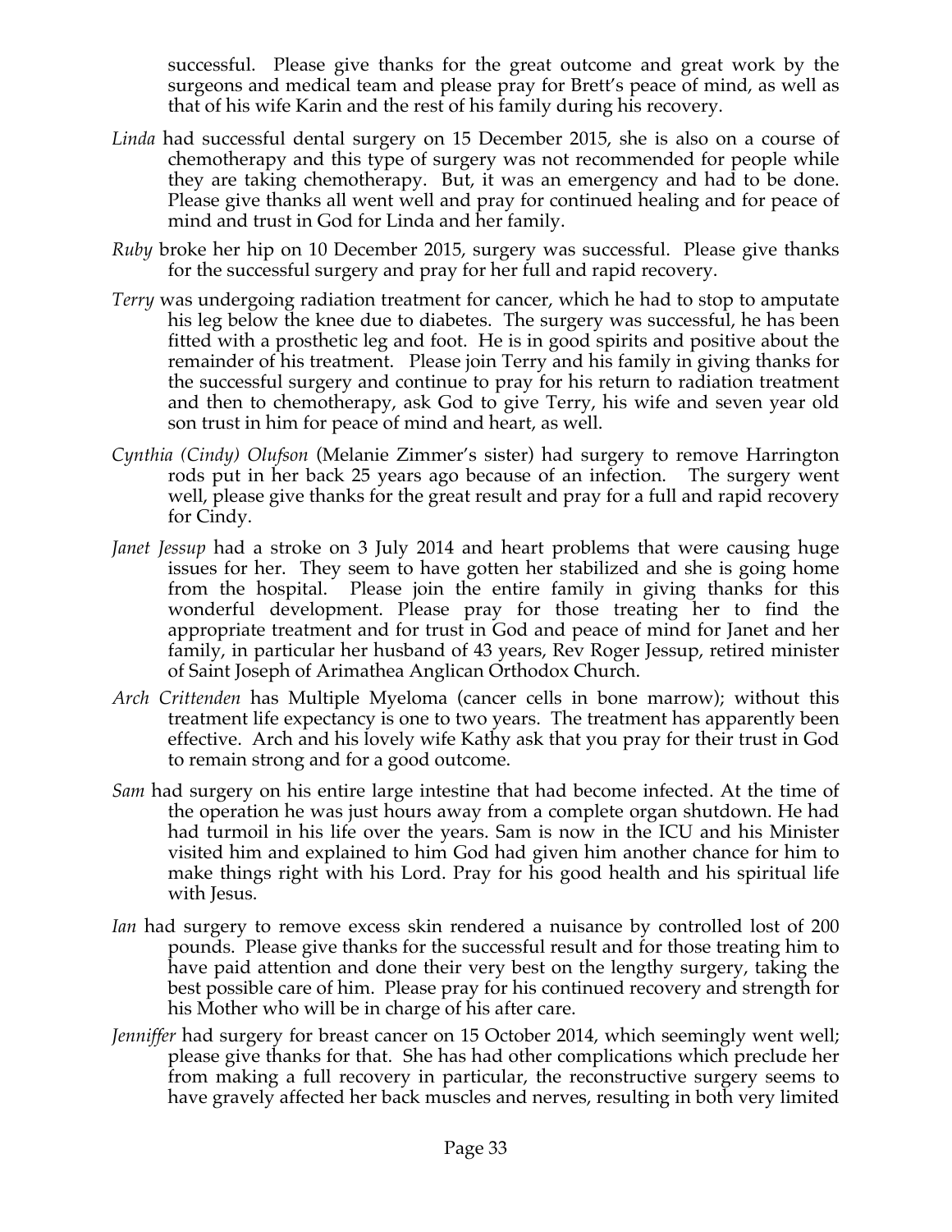successful. Please give thanks for the great outcome and great work by the surgeons and medical team and please pray for Brett's peace of mind, as well as that of his wife Karin and the rest of his family during his recovery.

*Linda* had successful dental surgery on 15 December 2015, she is also on a course of chemotherapy and this type of surgery was not recommended for people while they are taking chemotherapy. But, it was an emergency and had to be done. Please give thanks all went well and pray for continued healing and for peace of mind and trust in God for Linda and her family.

*Ruby* broke her hip on 10 December 2015, surgery was successful. Please give thanks for the successful surgery and pray for her full and rapid recovery.

*Terry* was undergoing radiation treatment for cancer, which he had to stop to amputate his leg below the knee due to diabetes. The surgery was successful, he has been fitted with a prosthetic leg and foot. He is in good spirits and positive about the remainder of his treatment. Please join Terry and his family in giving thanks for the successful surgery and continue to pray for his return to radiation treatment and then to chemotherapy, ask God to give Terry, his wife and seven year old son trust in him for peace of mind and heart, as well.

*Cynthia (Cindy) Olufson* (Melanie Zimmer's sister) had surgery to remove Harrington rods put in her back 25 years ago because of an infection. The surgery went well, please give thanks for the great result and pray for a full and rapid recovery for Cindy.

*Janet Jessup* had a stroke on 3 July 2014 and heart problems that were causing huge issues for her. They seem to have gotten her stabilized and she is going home from the hospital. Please join the entire family in giving thanks for this wonderful development. Please pray for those treating her to find the appropriate treatment and for trust in God and peace of mind for Janet and her family, in particular her husband of 43 years, Rev Roger Jessup, retired minister of Saint Joseph of Arimathea Anglican Orthodox Church.

*Arch Crittenden* has Multiple Myeloma (cancer cells in bone marrow); without this treatment life expectancy is one to two years. The treatment has apparently been effective. Arch and his lovely wife Kathy ask that you pray for their trust in God to remain strong and for a good outcome.

*Sam* had surgery on his entire large intestine that had become infected. At the time of the operation he was just hours away from a complete organ shutdown. He had had turmoil in his life over the years. Sam is now in the ICU and his Minister visited him and explained to him God had given him another chance for him to make things right with his Lord. Pray for his good health and his spiritual life with Jesus.

*Ian* had surgery to remove excess skin rendered a nuisance by controlled lost of 200 pounds. Please give thanks for the successful result and for those treating him to have paid attention and done their very best on the lengthy surgery, taking the best possible care of him. Please pray for his continued recovery and strength for his Mother who will be in charge of his after care.

*Jenniffer* had surgery for breast cancer on 15 October 2014, which seemingly went well; please give thanks for that. She has had other complications which preclude her from making a full recovery in particular, the reconstructive surgery seems to have gravely affected her back muscles and nerves, resulting in both very limited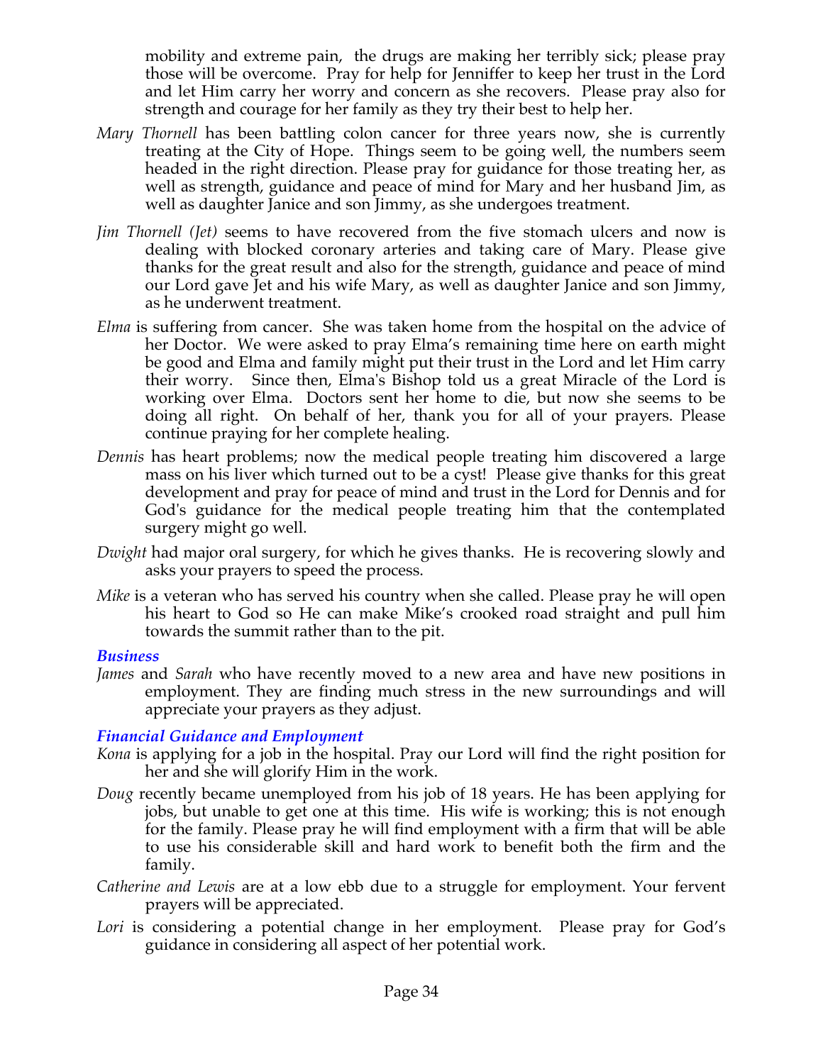mobility and extreme pain, the drugs are making her terribly sick; please pray those will be overcome. Pray for help for Jenniffer to keep her trust in the Lord and let Him carry her worry and concern as she recovers. Please pray also for strength and courage for her family as they try their best to help her.

*Mary Thornell* has been battling colon cancer for three years now, she is currently treating at the City of Hope. Things seem to be going well, the numbers seem headed in the right direction. Please pray for guidance for those treating her, as well as strength, guidance and peace of mind for Mary and her husband Jim, as well as daughter Janice and son Jimmy, as she undergoes treatment.

*Jim Thornell (Jet)* seems to have recovered from the five stomach ulcers and now is dealing with blocked coronary arteries and taking care of Mary. Please give thanks for the great result and also for the strength, guidance and peace of mind our Lord gave Jet and his wife Mary, as well as daughter Janice and son Jimmy, as he underwent treatment.

*Elma* is suffering from cancer. She was taken home from the hospital on the advice of her Doctor. We were asked to pray Elma's remaining time here on earth might be good and Elma and family might put their trust in the Lord and let Him carry their worry. Since then, Elma's Bishop told us a great Miracle of the Lord is working over Elma. Doctors sent her home to die, but now she seems to be doing all right. On behalf of her, thank you for all of your prayers. Please continue praying for her complete healing.

*Dennis* has heart problems; now the medical people treating him discovered a large mass on his liver which turned out to be a cyst! Please give thanks for this great development and pray for peace of mind and trust in the Lord for Dennis and for God's guidance for the medical people treating him that the contemplated surgery might go well.

*Dwight* had major oral surgery, for which he gives thanks. He is recovering slowly and asks your prayers to speed the process.

*Mike* is a veteran who has served his country when she called. Please pray he will open his heart to God so He can make Mike's crooked road straight and pull him towards the summit rather than to the pit.

### *Business*

*James* and *Sarah* who have recently moved to a new area and have new positions in employment. They are finding much stress in the new surroundings and will appreciate your prayers as they adjust.

### *Financial Guidance and Employment*

*Kona* is applying for a job in the hospital. Pray our Lord will find the right position for her and she will glorify Him in the work.

*Doug* recently became unemployed from his job of 18 years. He has been applying for jobs, but unable to get one at this time. His wife is working; this is not enough for the family. Please pray he will find employment with a firm that will be able to use his considerable skill and hard work to benefit both the firm and the family.

*Catherine and Lewis* are at a low ebb due to a struggle for employment. Your fervent prayers will be appreciated.

*Lori* is considering a potential change in her employment. Please pray for God's guidance in considering all aspect of her potential work.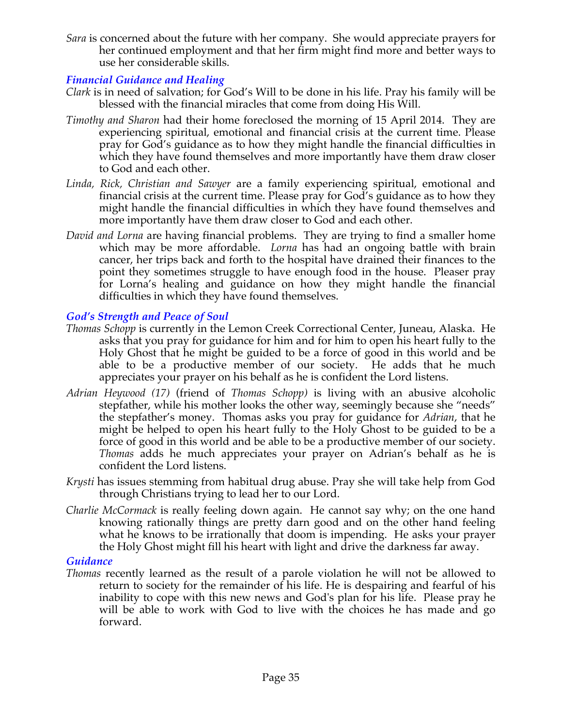*Sara* is concerned about the future with her company. She would appreciate prayers for her continued employment and that her firm might find more and better ways to use her considerable skills.

### *Financial Guidance and Healing*

*Clark* is in need of salvation; for God's Will to be done in his life. Pray his family will be blessed with the financial miracles that come from doing His Will.

*Timothy and Sharon* had their home foreclosed the morning of 15 April 2014. They are experiencing spiritual, emotional and financial crisis at the current time. Please pray for God's guidance as to how they might handle the financial difficulties in which they have found themselves and more importantly have them draw closer to God and each other.

*Linda, Rick, Christian and Sawyer* are a family experiencing spiritual, emotional and financial crisis at the current time. Please pray for God's guidance as to how they might handle the financial difficulties in which they have found themselves and more importantly have them draw closer to God and each other.

*David and Lorna* are having financial problems. They are trying to find a smaller home which may be more affordable. *Lorna* has had an ongoing battle with brain cancer, her trips back and forth to the hospital have drained their finances to the point they sometimes struggle to have enough food in the house. Pleaser pray for Lorna's healing and guidance on how they might handle the financial difficulties in which they have found themselves.

### *God's Strength and Peace of Soul*

*Thomas Schopp* is currently in the Lemon Creek Correctional Center, Juneau, Alaska. He asks that you pray for guidance for him and for him to open his heart fully to the Holy Ghost that he might be guided to be a force of good in this world and be able to be a productive member of our society. He adds that he much appreciates your prayer on his behalf as he is confident the Lord listens.

*Adrian Heywood (17)* (friend of *Thomas Schopp)* is living with an abusive alcoholic stepfather, while his mother looks the other way, seemingly because she "needs" the stepfather's money. Thomas asks you pray for guidance for *Adrian*, that he might be helped to open his heart fully to the Holy Ghost to be guided to be a force of good in this world and be able to be a productive member of our society. *Thomas* adds he much appreciates your prayer on Adrian's behalf as he is confident the Lord listens.

*Krysti* has issues stemming from habitual drug abuse. Pray she will take help from God through Christians trying to lead her to our Lord.

*Charlie McCormack* is really feeling down again. He cannot say why; on the one hand knowing rationally things are pretty darn good and on the other hand feeling what he knows to be irrationally that doom is impending. He asks your prayer the Holy Ghost might fill his heart with light and drive the darkness far away.

### *Guidance*

*Thomas* recently learned as the result of a parole violation he will not be allowed to return to society for the remainder of his life. He is despairing and fearful of his inability to cope with this new news and God's plan for his life. Please pray he will be able to work with God to live with the choices he has made and go forward.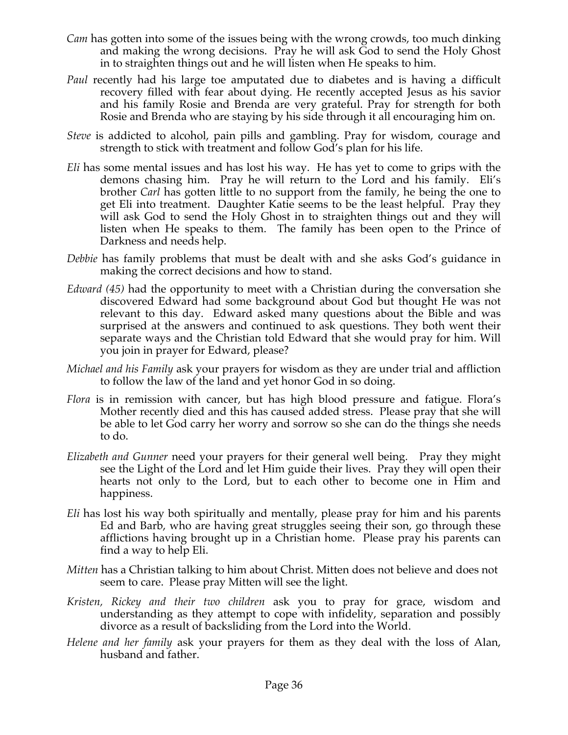*Cam* has gotten into some of the issues being with the wrong crowds, too much dinking and making the wrong decisions. Pray he will ask God to send the Holy Ghost in to straighten things out and he will listen when He speaks to him.

*Paul* recently had his large toe amputated due to diabetes and is having a difficult recovery filled with fear about dying. He recently accepted Jesus as his savior and his family Rosie and Brenda are very grateful. Pray for strength for both Rosie and Brenda who are staying by his side through it all encouraging him on.

*Steve* is addicted to alcohol, pain pills and gambling. Pray for wisdom, courage and strength to stick with treatment and follow God's plan for his life.

*Eli* has some mental issues and has lost his way. He has yet to come to grips with the demons chasing him. Pray he will return to the Lord and his family. Eli's brother *Carl* has gotten little to no support from the family, he being the one to get Eli into treatment. Daughter Katie seems to be the least helpful. Pray they will ask God to send the Holy Ghost in to straighten things out and they will listen when He speaks to them. The family has been open to the Prince of Darkness and needs help.

*Debbie* has family problems that must be dealt with and she asks God's guidance in making the correct decisions and how to stand.

*Edward (45)* had the opportunity to meet with a Christian during the conversation she discovered Edward had some background about God but thought He was not relevant to this day. Edward asked many questions about the Bible and was surprised at the answers and continued to ask questions. They both went their separate ways and the Christian told Edward that she would pray for him. Will you join in prayer for Edward, please?

*Michael and his Family* ask your prayers for wisdom as they are under trial and affliction to follow the law of the land and yet honor God in so doing.

*Flora* is in remission with cancer, but has high blood pressure and fatigue. Flora's Mother recently died and this has caused added stress. Please pray that she will be able to let God carry her worry and sorrow so she can do the things she needs to do.

*Elizabeth and Gunner* need your prayers for their general well being. Pray they might see the Light of the Lord and let Him guide their lives. Pray they will open their hearts not only to the Lord, but to each other to become one in Him and happiness.

*Eli* has lost his way both spiritually and mentally, please pray for him and his parents Ed and Barb, who are having great struggles seeing their son, go through these afflictions having brought up in a Christian home. Please pray his parents can find a way to help Eli.

*Mitten* has a Christian talking to him about Christ. Mitten does not believe and does not seem to care. Please pray Mitten will see the light.

*Kristen, Rickey and their two children* ask you to pray for grace, wisdom and understanding as they attempt to cope with infidelity, separation and possibly divorce as a result of backsliding from the Lord into the World.

*Helene and her family* ask your prayers for them as they deal with the loss of Alan, husband and father.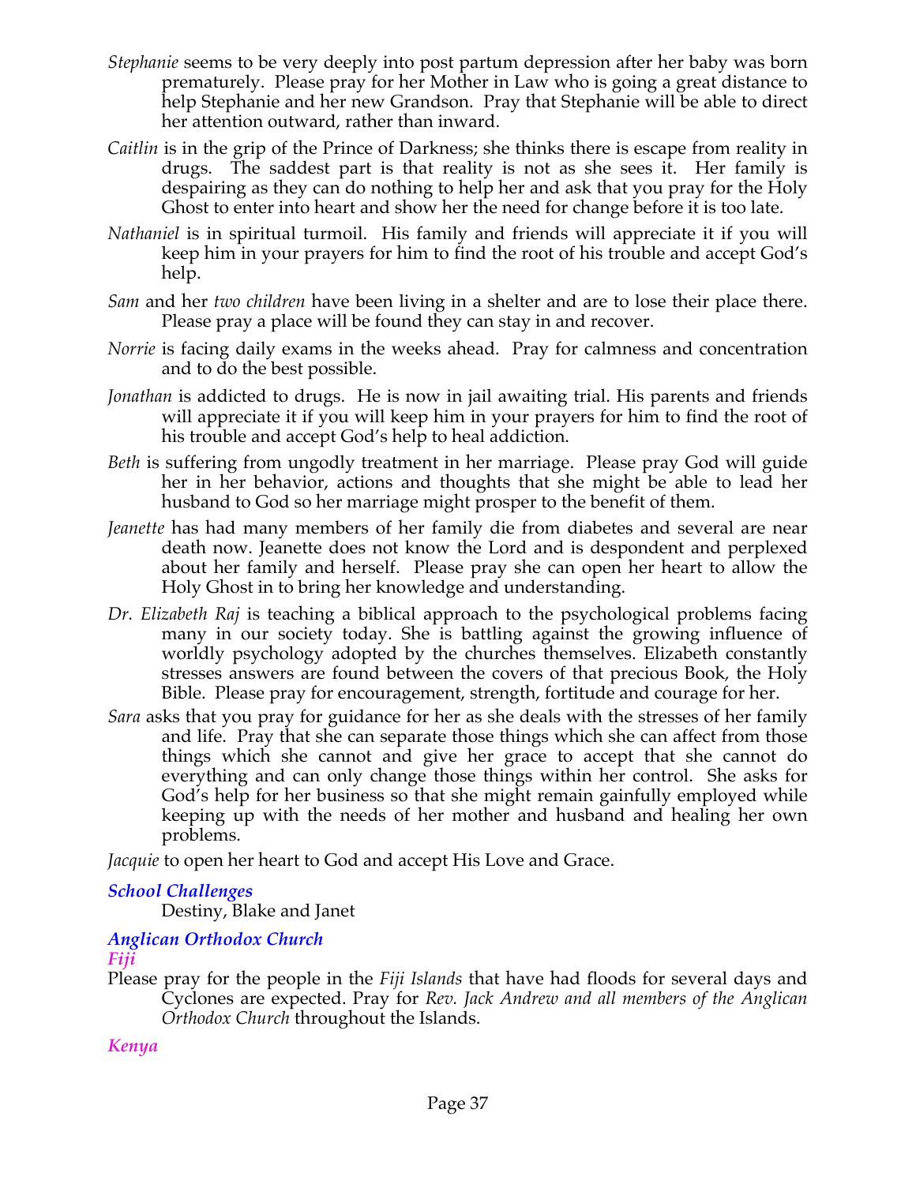*Stephanie* seems to be very deeply into post partum depression after her baby was born prematurely. Please pray for her Mother in Law who is going a great distance to help Stephanie and her new Grandson. Pray that Stephanie will be able to direct her attention outward, rather than inward.

*Caitlin* is in the grip of the Prince of Darkness; she thinks there is escape from reality in drugs. The saddest part is that reality is not as she sees it. Her family is despairing as they can do nothing to help her and ask that you pray for the Holy Ghost to enter into heart and show her the need for change before it is too late.

*Nathaniel* is in spiritual turmoil. His family and friends will appreciate it if you will keep him in your prayers for him to find the root of his trouble and accept God's help.

*Sam* and her *two children* have been living in a shelter and are to lose their place there. Please pray a place will be found they can stay in and recover.

*Norrie* is facing daily exams in the weeks ahead. Pray for calmness and concentration and to do the best possible.

*Jonathan* is addicted to drugs. He is now in jail awaiting trial. His parents and friends will appreciate it if you will keep him in your prayers for him to find the root of his trouble and accept God's help to heal addiction.

*Beth* is suffering from ungodly treatment in her marriage. Please pray God will guide her in her behavior, actions and thoughts that she might be able to lead her husband to God so her marriage might prosper to the benefit of them.

*Jeanette* has had many members of her family die from diabetes and several are near death now. Jeanette does not know the Lord and is despondent and perplexed about her family and herself. Please pray she can open her heart to allow the Holy Ghost in to bring her knowledge and understanding.

*Dr. Elizabeth Raj* is teaching a biblical approach to the psychological problems facing many in our society today. She is battling against the growing influence of worldly psychology adopted by the churches themselves. Elizabeth constantly stresses answers are found between the covers of that precious Book, the Holy Bible. Please pray for encouragement, strength, fortitude and courage for her.

*Sara* asks that you pray for guidance for her as she deals with the stresses of her family and life. Pray that she can separate those things which she can affect from those things which she cannot and give her grace to accept that she cannot do everything and can only change those things within her control. She asks for God's help for her business so that she might remain gainfully employed while keeping up with the needs of her mother and husband and healing her own problems.

*Jacquie* to open her heart to God and accept His Love and Grace.

### *School Challenges*

Destiny, Blake and Janet

### *Anglican Orthodox Church*

#### *Fiji*

Please pray for the people in the *Fiji Islands* that have had floods for several days and Cyclones are expected. Pray for *Rev. Jack Andrew and all members of the Anglican Orthodox Church* throughout the Islands.

#### *Kenya*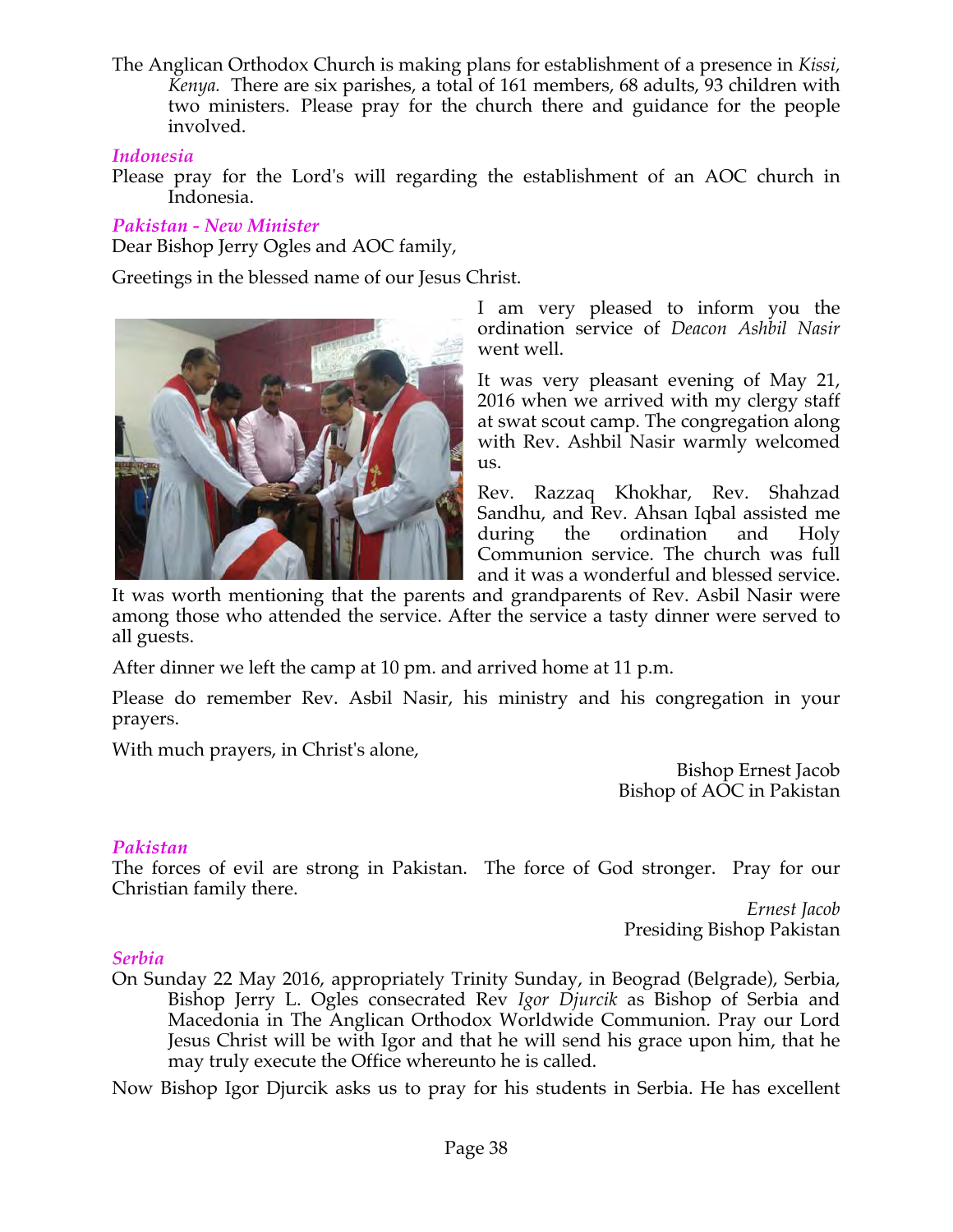The Anglican Orthodox Church is making plans for establishment of a presence in *Kissi, Kenya.* There are six parishes, a total of 161 members, 68 adults, 93 children with two ministers. Please pray for the church there and guidance for the people involved.

### *Indonesia*

Please pray for the Lord's will regarding the establishment of an AOC church in Indonesia.

### *Pakistan - New Minister*

Dear Bishop Jerry Ogles and AOC family,

Greetings in the blessed name of our Jesus Christ.

I am very pleased to inform you the ordination service of *Deacon Ashbil Nasir* went well.

It was very pleasant evening of May 21, 2016 when we arrived with my clergy staff at swat scout camp. The congregation along with Rev. Ashbil Nasir warmly welcomed us.

Rev. Razzaq Khokhar, Rev. Shahzad Sandhu, and Rev. Ahsan Iqbal assisted me during the ordination and Holy Communion service. The church was full and it was a wonderful and blessed service. It was worth mentioning that the parents and grandparents of Rev. Asbil Nasir were among those who attended the service. After the service a tasty dinner were served to all guests.

After dinner we left the camp at 10 pm. and arrived home at 11 p.m.

Please do remember Rev. Asbil Nasir, his ministry and his congregation in your prayers.

With much prayers, in Christ's alone,

Bishop Ernest Jacob
Bishop of AOC in Pakistan

### *Pakistan*

The forces of evil are strong in Pakistan. The force of God stronger. Pray for our Christian family there.

*Ernest Jacob*
Presiding Bishop Pakistan

### *Serbia*

On Sunday 22 May 2016, appropriately Trinity Sunday, in Beograd (Belgrade), Serbia, Bishop Jerry L. Ogles consecrated Rev *Igor Djurcik* as Bishop of Serbia and Macedonia in The Anglican Orthodox Worldwide Communion. Pray our Lord Jesus Christ will be with Igor and that he will send his grace upon him, that he may truly execute the Office whereunto he is called.

Now Bishop Igor Djurcik asks us to pray for his students in Serbia. He has excellent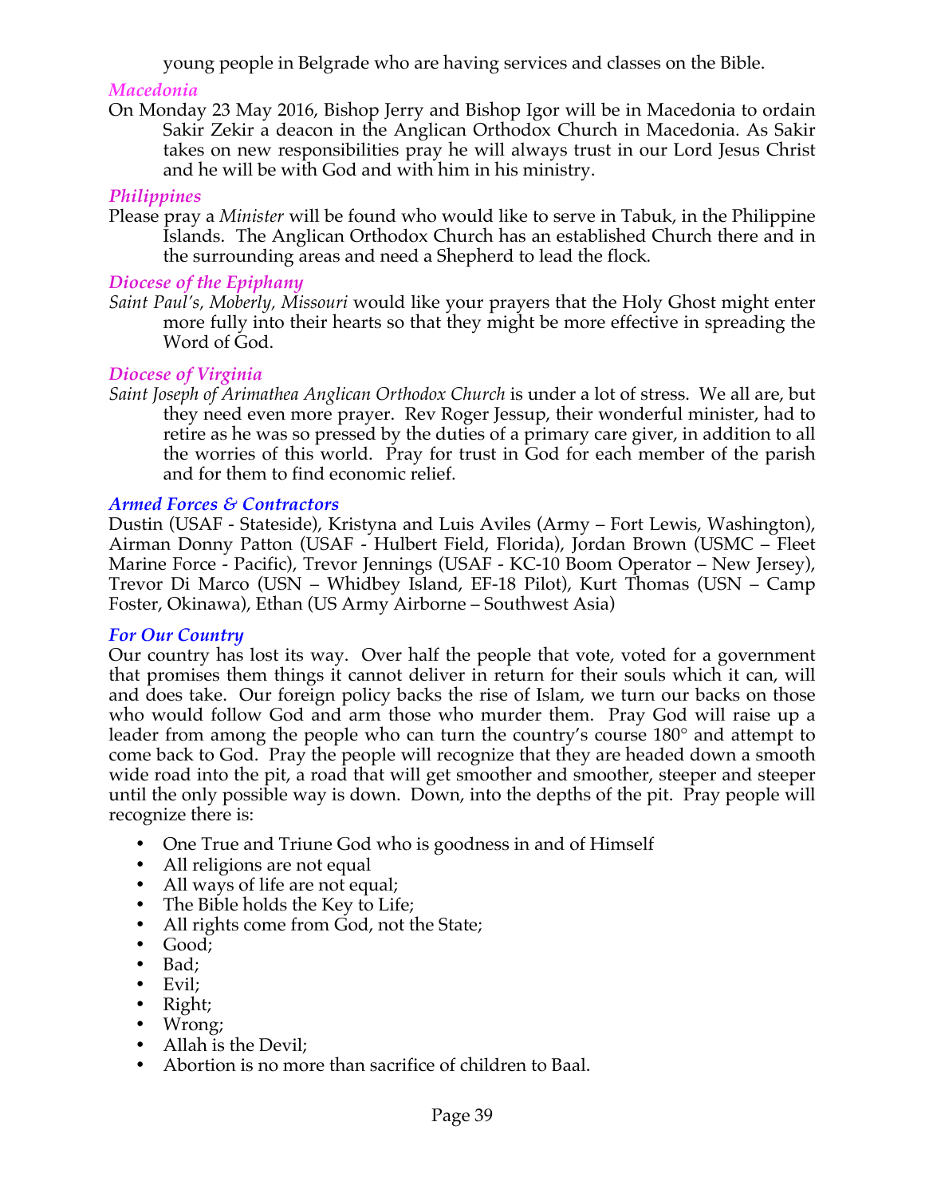young people in Belgrade who are having services and classes on the Bible.

### *Macedonia*

On Monday 23 May 2016, Bishop Jerry and Bishop Igor will be in Macedonia to ordain Sakir Zekir a deacon in the Anglican Orthodox Church in Macedonia. As Sakir takes on new responsibilities pray he will always trust in our Lord Jesus Christ and he will be with God and with him in his ministry.

### *Philippines*

Please pray a *Minister* will be found who would like to serve in Tabuk, in the Philippine Islands. The Anglican Orthodox Church has an established Church there and in the surrounding areas and need a Shepherd to lead the flock.

### *Diocese of the Epiphany*

*Saint Paul's, Moberly, Missouri* would like your prayers that the Holy Ghost might enter more fully into their hearts so that they might be more effective in spreading the Word of God.

### *Diocese of Virginia*

*Saint Joseph of Arimathea Anglican Orthodox Church* is under a lot of stress. We all are, but they need even more prayer. Rev Roger Jessup, their wonderful minister, had to retire as he was so pressed by the duties of a primary care giver, in addition to all the worries of this world. Pray for trust in God for each member of the parish and for them to find economic relief.

### *Armed Forces & Contractors*

Dustin (USAF - Stateside), Kristyna and Luis Aviles (Army – Fort Lewis, Washington), Airman Donny Patton (USAF - Hulbert Field, Florida), Jordan Brown (USMC – Fleet Marine Force - Pacific), Trevor Jennings (USAF - KC-10 Boom Operator – New Jersey), Trevor Di Marco (USN – Whidbey Island, EF-18 Pilot), Kurt Thomas (USN – Camp Foster, Okinawa), Ethan (US Army Airborne – Southwest Asia)

### *For Our Country*

Our country has lost its way. Over half the people that vote, voted for a government that promises them things it cannot deliver in return for their souls which it can, will and does take. Our foreign policy backs the rise of Islam, we turn our backs on those who would follow God and arm those who murder them. Pray God will raise up a leader from among the people who can turn the country's course 180° and attempt to come back to God. Pray the people will recognize that they are headed down a smooth wide road into the pit, a road that will get smoother and smoother, steeper and steeper until the only possible way is down. Down, into the depths of the pit. Pray people will recognize there is:

- One True and Triune God who is goodness in and of Himself
- All religions are not equal
- All ways of life are not equal;
- The Bible holds the Key to Life;
- All rights come from God, not the State;
- Good;
- Bad;
- Evil;
- Right;
- Wrong;
- Allah is the Devil;
- Abortion is no more than sacrifice of children to Baal.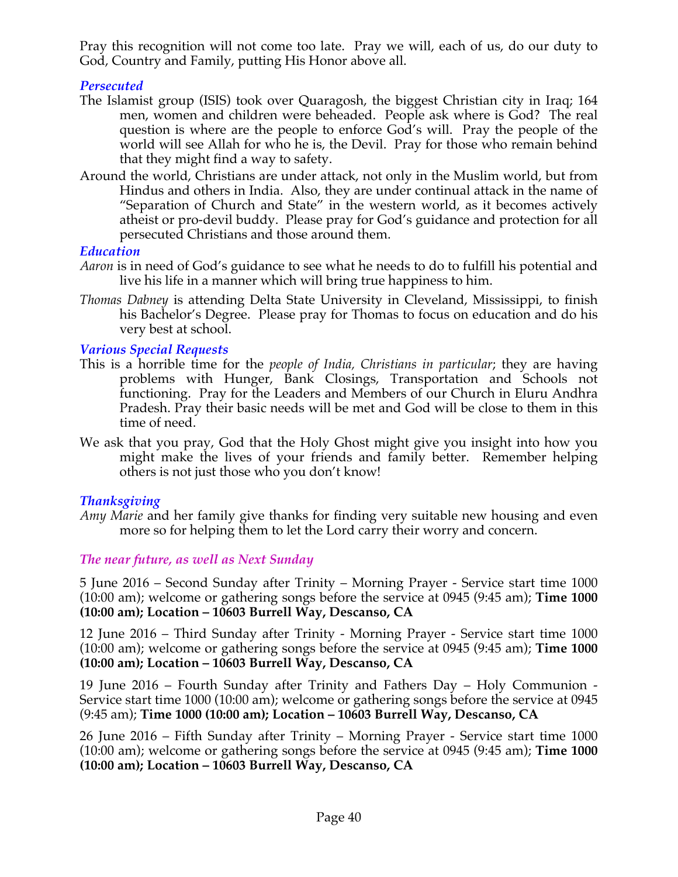Pray this recognition will not come too late. Pray we will, each of us, do our duty to God, Country and Family, putting His Honor above all.

### *Persecuted*

The Islamist group (ISIS) took over Quaragosh, the biggest Christian city in Iraq; 164 men, women and children were beheaded. People ask where is God? The real question is where are the people to enforce God's will. Pray the people of the world will see Allah for who he is, the Devil. Pray for those who remain behind that they might find a way to safety.

Around the world, Christians are under attack, not only in the Muslim world, but from Hindus and others in India. Also, they are under continual attack in the name of "Separation of Church and State" in the western world, as it becomes actively atheist or pro-devil buddy. Please pray for God's guidance and protection for all persecuted Christians and those around them.

### *Education*

*Aaron* is in need of God's guidance to see what he needs to do to fulfill his potential and live his life in a manner which will bring true happiness to him.

*Thomas Dabney* is attending Delta State University in Cleveland, Mississippi, to finish his Bachelor's Degree. Please pray for Thomas to focus on education and do his very best at school.

### *Various Special Requests*

This is a horrible time for the *people of India, Christians in particular*; they are having problems with Hunger, Bank Closings, Transportation and Schools not functioning. Pray for the Leaders and Members of our Church in Eluru Andhra Pradesh. Pray their basic needs will be met and God will be close to them in this time of need.

We ask that you pray, God that the Holy Ghost might give you insight into how you might make the lives of your friends and family better. Remember helping others is not just those who you don't know!

### *Thanksgiving*

*Amy Marie* and her family give thanks for finding very suitable new housing and even more so for helping them to let the Lord carry their worry and concern.

### *The near future, as well as Next Sunday*

5 June 2016 – Second Sunday after Trinity – Morning Prayer - Service start time 1000 (10:00 am); welcome or gathering songs before the service at 0945 (9:45 am); **Time 1000 (10:00 am); Location – 10603 Burrell Way, Descanso, CA**

12 June 2016 – Third Sunday after Trinity - Morning Prayer - Service start time 1000 (10:00 am); welcome or gathering songs before the service at 0945 (9:45 am); **Time 1000 (10:00 am); Location – 10603 Burrell Way, Descanso, CA**

19 June 2016 – Fourth Sunday after Trinity and Fathers Day – Holy Communion - Service start time 1000 (10:00 am); welcome or gathering songs before the service at 0945 (9:45 am); **Time 1000 (10:00 am); Location – 10603 Burrell Way, Descanso, CA**

26 June 2016 – Fifth Sunday after Trinity – Morning Prayer - Service start time 1000 (10:00 am); welcome or gathering songs before the service at 0945 (9:45 am); **Time 1000 (10:00 am); Location – 10603 Burrell Way, Descanso, CA**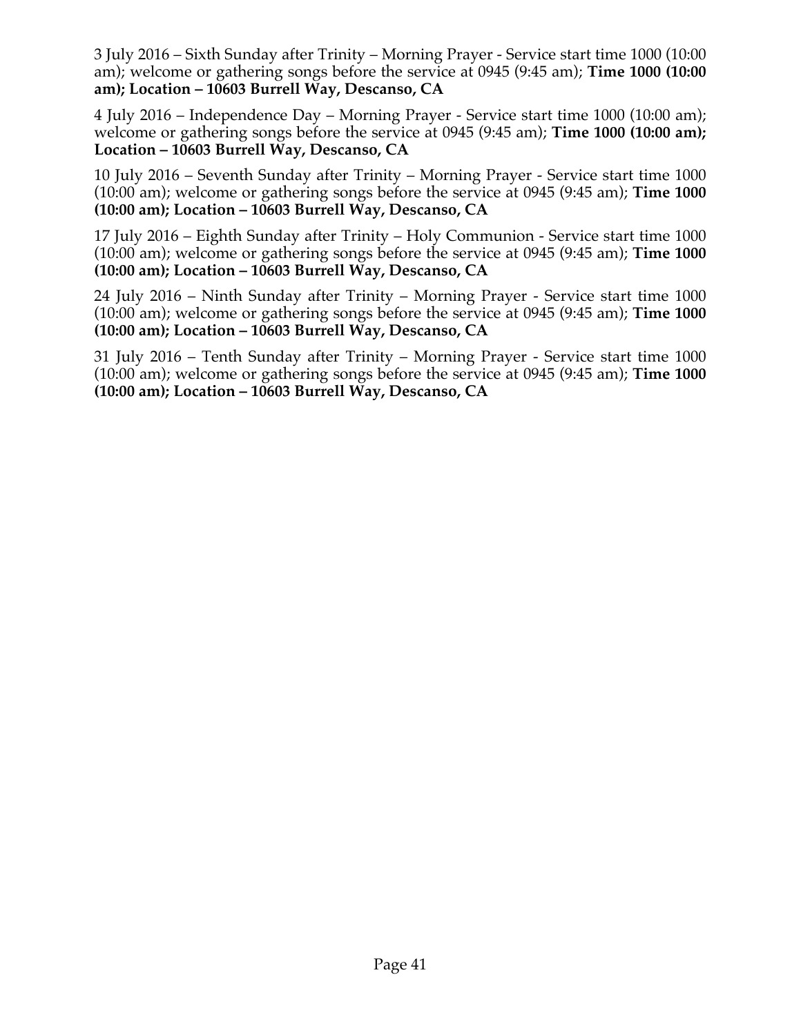3 July 2016 – Sixth Sunday after Trinity – Morning Prayer - Service start time 1000 (10:00 am); welcome or gathering songs before the service at 0945 (9:45 am); **Time 1000 (10:00 am); Location – 10603 Burrell Way, Descanso, CA**

4 July 2016 – Independence Day – Morning Prayer - Service start time 1000 (10:00 am); welcome or gathering songs before the service at 0945 (9:45 am); **Time 1000 (10:00 am); Location – 10603 Burrell Way, Descanso, CA**

10 July 2016 – Seventh Sunday after Trinity – Morning Prayer - Service start time 1000 (10:00 am); welcome or gathering songs before the service at 0945 (9:45 am); **Time 1000 (10:00 am); Location – 10603 Burrell Way, Descanso, CA**

17 July 2016 – Eighth Sunday after Trinity – Holy Communion - Service start time 1000 (10:00 am); welcome or gathering songs before the service at 0945 (9:45 am); **Time 1000 (10:00 am); Location – 10603 Burrell Way, Descanso, CA**

24 July 2016 – Ninth Sunday after Trinity – Morning Prayer - Service start time 1000 (10:00 am); welcome or gathering songs before the service at 0945 (9:45 am); **Time 1000 (10:00 am); Location – 10603 Burrell Way, Descanso, CA**

31 July 2016 – Tenth Sunday after Trinity – Morning Prayer - Service start time 1000 (10:00 am); welcome or gathering songs before the service at 0945 (9:45 am); **Time 1000 (10:00 am); Location – 10603 Burrell Way, Descanso, CA**